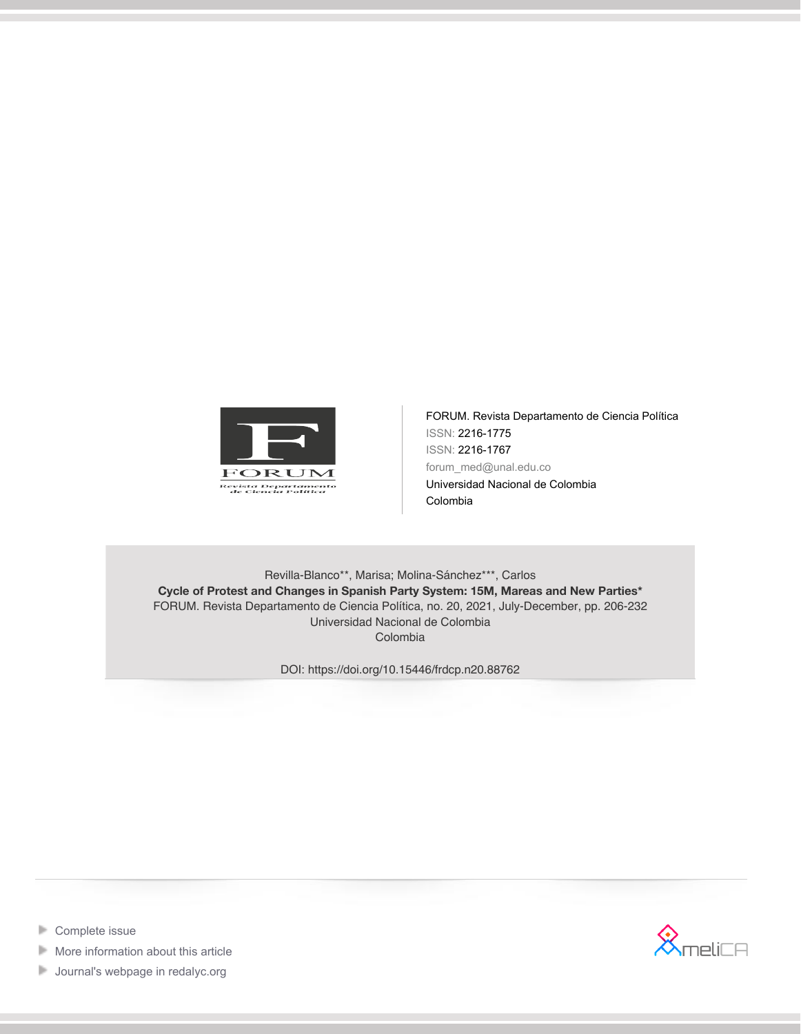FORUM. Revista Departamento de Ciencia Política

ISSN: 2216-1775

ISSN: 2216-1767

forum_med@unal.edu.co

Universidad Nacional de Colombia

Colombia

Revilla-Blanco**, Marisa; Molina-Sánchez***, Carlos

**Cycle of Protest and Changes in Spanish Party System: 15M, Mareas and New Parties***

FORUM. Revista Departamento de Ciencia Política, no. 20, 2021, July-December, pp. 206-232

Universidad Nacional de Colombia

Colombia

DOI: https://doi.org/10.15446/frdcp.n20.88762

- Complete issue
- More information about this article
- Journal's webpage in redalyc.org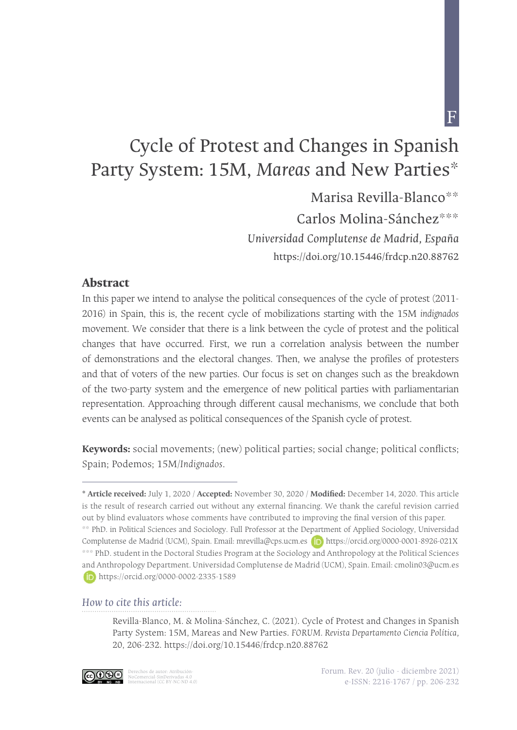# Cycle of Protest and Changes in Spanish Party System: 15M, *Mareas* and New Parties*

Marisa Revilla-Blanco**

Carlos Molina-Sánchez***

*Universidad Complutense de Madrid, España*

https://doi.org/10.15446/frdcp.n20.88762

## Abstract

In this paper we intend to analyse the political consequences of the cycle of protest (2011-2016) in Spain, this is, the recent cycle of mobilizations starting with the 15M *indignados* movement. We consider that there is a link between the cycle of protest and the political changes that have occurred. First, we run a correlation analysis between the number of demonstrations and the electoral changes. Then, we analyse the profiles of protesters and that of voters of the new parties. Our focus is set on changes such as the breakdown of the two-party system and the emergence of new political parties with parliamentarian representation. Approaching through different causal mechanisms, we conclude that both events can be analysed as political consequences of the Spanish cycle of protest.

**Keywords:** social movements; (new) political parties; social change; political conflicts; Spain; Podemos; 15M/*Indignados*.

---

\* **Article received:** July 1, 2020 / **Accepted:** November 30, 2020 / **Modified:** December 14, 2020. This article is the result of research carried out without any external financing. We thank the careful revision carried out by blind evaluators whose comments have contributed to improving the final version of this paper.

\*\* PhD. in Political Sciences and Sociology. Full Professor at the Department of Applied Sociology, Universidad Complutense de Madrid (UCM), Spain. Email: mrevilla@cps.ucm.es https://orcid.org/0000-0001-8926-021X

\*\*\* PhD. student in the Doctoral Studies Program at the Sociology and Anthropology at the Political Sciences and Anthropology Department. Universidad Complutense de Madrid (UCM), Spain. Email: cmolin03@ucm.es https://orcid.org/0000-0002-2335-1589

*How to cite this article:*

Revilla-Blanco, M. & Molina-Sánchez, C. (2021). Cycle of Protest and Changes in Spanish Party System: 15M, Mareas and New Parties. *FORUM. Revista Departamento Ciencia Política*, 20, 206-232. https://doi.org/10.15446/frdcp.n20.88762

Derechos de autor: Atribución-NoComercial-SinDerivadas 4.0 Internacional (CC BY-NC-ND 4.0)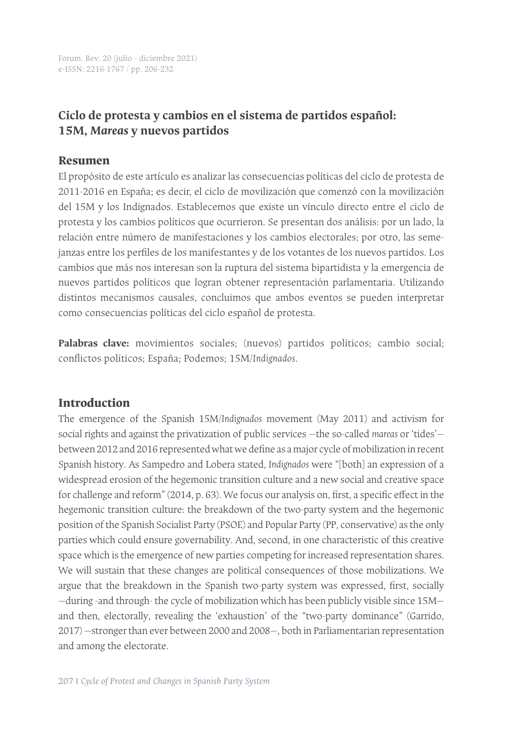## Ciclo de protesta y cambios en el sistema de partidos español: 15M, *Mareas* y nuevos partidos

### Resumen

El propósito de este artículo es analizar las consecuencias políticas del ciclo de protesta de 2011-2016 en España; es decir, el ciclo de movilización que comenzó con la movilización del 15M y los Indignados. Establecemos que existe un vínculo directo entre el ciclo de protesta y los cambios políticos que ocurrieron. Se presentan dos análisis: por un lado, la relación entre número de manifestaciones y los cambios electorales; por otro, las semejanzas entre los perfiles de los manifestantes y de los votantes de los nuevos partidos. Los cambios que más nos interesan son la ruptura del sistema bipartidista y la emergencia de nuevos partidos políticos que logran obtener representación parlamentaria. Utilizando distintos mecanismos causales, concluimos que ambos eventos se pueden interpretar como consecuencias políticas del ciclo español de protesta.

**Palabras clave:** movimientos sociales; (nuevos) partidos políticos; cambio social; conflictos políticos; España; Podemos; 15M/*Indignados*.

## Introduction

The emergence of the Spanish 15M/*Indignados* movement (May 2011) and activism for social rights and against the privatization of public services —the so-called *mareas* or 'tides'— between 2012 and 2016 represented what we define as a major cycle of mobilization in recent Spanish history. As Sampedro and Lobera stated, *Indignados* were "[both] an expression of a widespread erosion of the hegemonic transition culture and a new social and creative space for challenge and reform" (2014, p. 63). We focus our analysis on, first, a specific effect in the hegemonic transition culture: the breakdown of the two-party system and the hegemonic position of the Spanish Socialist Party (PSOE) and Popular Party (PP, conservative) as the only parties which could ensure governability. And, second, in one characteristic of this creative space which is the emergence of new parties competing for increased representation shares. We will sustain that these changes are political consequences of those mobilizations. We argue that the breakdown in the Spanish two-party system was expressed, first, socially —during -and through- the cycle of mobilization which has been publicly visible since 15M— and then, electorally, revealing the 'exhaustion' of the "two-party dominance" (Garrido, 2017) —stronger than ever between 2000 and 2008—, both in Parliamentarian representation and among the electorate.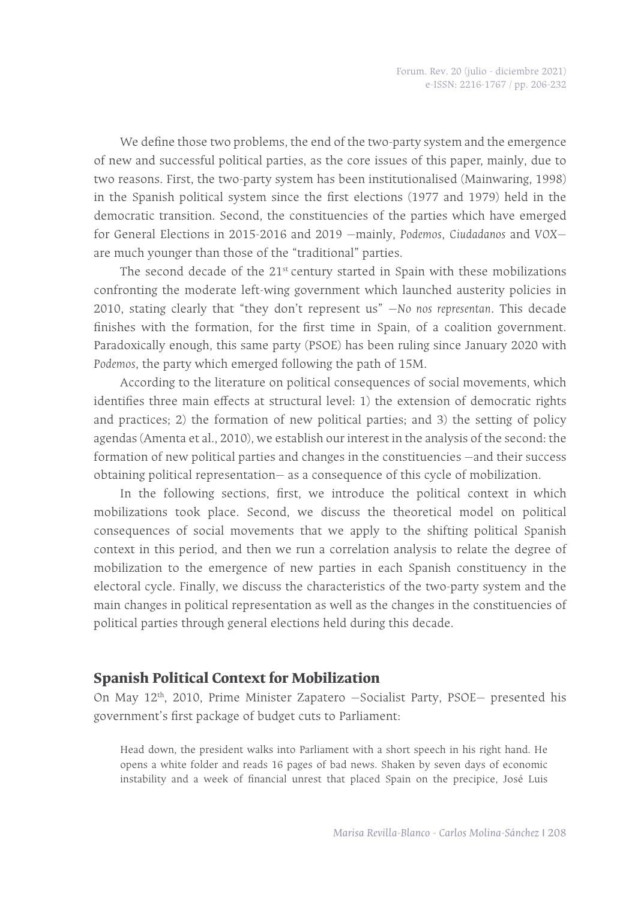We define those two problems, the end of the two-party system and the emergence of new and successful political parties, as the core issues of this paper, mainly, due to two reasons. First, the two-party system has been institutionalised (Mainwaring, 1998) in the Spanish political system since the first elections (1977 and 1979) held in the democratic transition. Second, the constituencies of the parties which have emerged for General Elections in 2015-2016 and 2019 —mainly, *Podemos*, *Ciudadanos* and *VOX*— are much younger than those of the "traditional" parties.

The second decade of the 21st century started in Spain with these mobilizations confronting the moderate left-wing government which launched austerity policies in 2010, stating clearly that "they don't represent us" —*No nos representan*. This decade finishes with the formation, for the first time in Spain, of a coalition government. Paradoxically enough, this same party (PSOE) has been ruling since January 2020 with *Podemos*, the party which emerged following the path of 15M.

According to the literature on political consequences of social movements, which identifies three main effects at structural level: 1) the extension of democratic rights and practices; 2) the formation of new political parties; and 3) the setting of policy agendas (Amenta et al., 2010), we establish our interest in the analysis of the second: the formation of new political parties and changes in the constituencies —and their success obtaining political representation— as a consequence of this cycle of mobilization.

In the following sections, first, we introduce the political context in which mobilizations took place. Second, we discuss the theoretical model on political consequences of social movements that we apply to the shifting political Spanish context in this period, and then we run a correlation analysis to relate the degree of mobilization to the emergence of new parties in each Spanish constituency in the electoral cycle. Finally, we discuss the characteristics of the two-party system and the main changes in political representation as well as the changes in the constituencies of political parties through general elections held during this decade.

## Spanish Political Context for Mobilization

On May 12th, 2010, Prime Minister Zapatero —Socialist Party, PSOE— presented his government's first package of budget cuts to Parliament:

> Head down, the president walks into Parliament with a short speech in his right hand. He opens a white folder and reads 16 pages of bad news. Shaken by seven days of economic instability and a week of financial unrest that placed Spain on the precipice, José Luis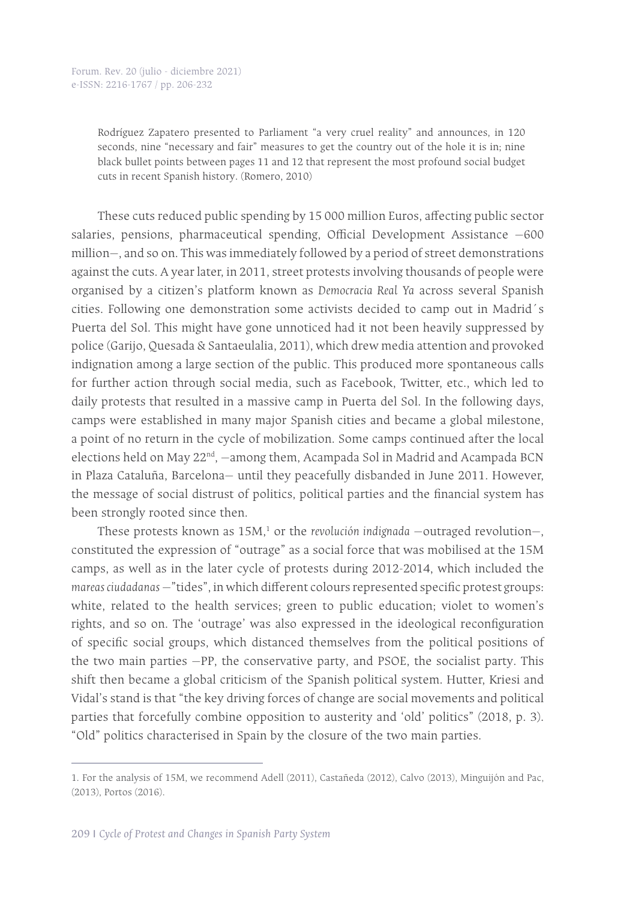> Rodríguez Zapatero presented to Parliament “a very cruel reality” and announces, in 120 seconds, nine “necessary and fair” measures to get the country out of the hole it is in; nine black bullet points between pages 11 and 12 that represent the most profound social budget cuts in recent Spanish history. (Romero, 2010)

These cuts reduced public spending by 15 000 million Euros, affecting public sector salaries, pensions, pharmaceutical spending, Official Development Assistance —600 million—, and so on. This was immediately followed by a period of street demonstrations against the cuts. A year later, in 2011, street protests involving thousands of people were organised by a citizen’s platform known as *Democracia Real Ya* across several Spanish cities. Following one demonstration some activists decided to camp out in Madrid´s Puerta del Sol. This might have gone unnoticed had it not been heavily suppressed by police (Garijo, Quesada & Santaeulalia, 2011), which drew media attention and provoked indignation among a large section of the public. This produced more spontaneous calls for further action through social media, such as Facebook, Twitter, etc., which led to daily protests that resulted in a massive camp in Puerta del Sol. In the following days, camps were established in many major Spanish cities and became a global milestone, a point of no return in the cycle of mobilization. Some camps continued after the local elections held on May 22nd, —among them, Acampada Sol in Madrid and Acampada BCN in Plaza Cataluña, Barcelona— until they peacefully disbanded in June 2011. However, the message of social distrust of politics, political parties and the financial system has been strongly rooted since then.

These protests known as 15M,[1] or the *revolución indignada* —outraged revolution—, constituted the expression of “outrage” as a social force that was mobilised at the 15M camps, as well as in the later cycle of protests during 2012-2014, which included the *mareas ciudadanas* —”tides”, in which different colours represented specific protest groups: white, related to the health services; green to public education; violet to women’s rights, and so on. The ‘outrage’ was also expressed in the ideological reconfiguration of specific social groups, which distanced themselves from the political positions of the two main parties —PP, the conservative party, and PSOE, the socialist party. This shift then became a global criticism of the Spanish political system. Hutter, Kriesi and Vidal’s stand is that “the key driving forces of change are social movements and political parties that forcefully combine opposition to austerity and ‘old’ politics” (2018, p. 3). “Old” politics characterised in Spain by the closure of the two main parties.

---

1. For the analysis of 15M, we recommend Adell (2011), Castañeda (2012), Calvo (2013), Minguijón and Pac, (2013), Portos (2016).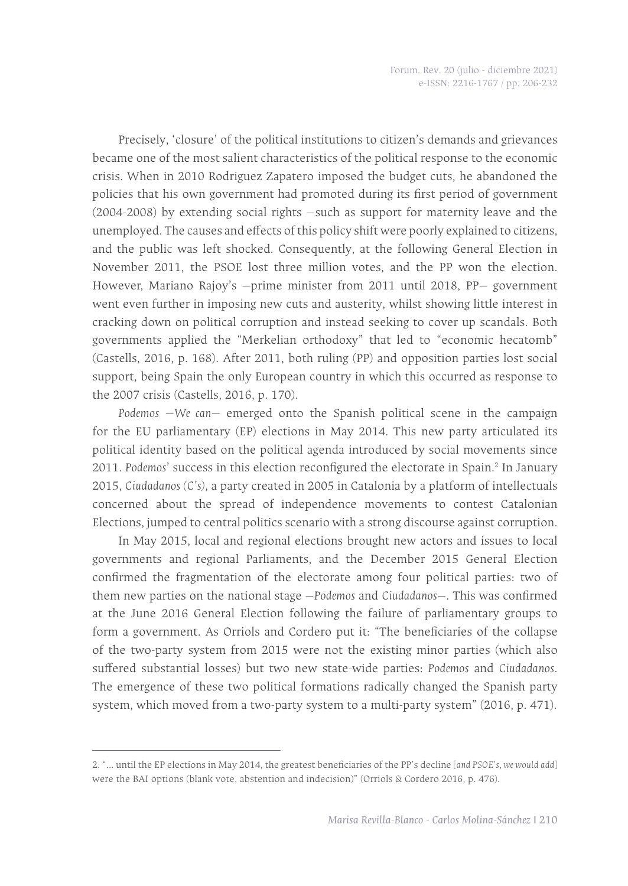Precisely, 'closure' of the political institutions to citizen's demands and grievances became one of the most salient characteristics of the political response to the economic crisis. When in 2010 Rodriguez Zapatero imposed the budget cuts, he abandoned the policies that his own government had promoted during its first period of government (2004-2008) by extending social rights —such as support for maternity leave and the unemployed. The causes and effects of this policy shift were poorly explained to citizens, and the public was left shocked. Consequently, at the following General Election in November 2011, the PSOE lost three million votes, and the PP won the election. However, Mariano Rajoy's —prime minister from 2011 until 2018, PP— government went even further in imposing new cuts and austerity, whilst showing little interest in cracking down on political corruption and instead seeking to cover up scandals. Both governments applied the "Merkelian orthodoxy" that led to "economic hecatomb" (Castells, 2016, p. 168). After 2011, both ruling (PP) and opposition parties lost social support, being Spain the only European country in which this occurred as response to the 2007 crisis (Castells, 2016, p. 170).

*Podemos* —*We can*— emerged onto the Spanish political scene in the campaign for the EU parliamentary (EP) elections in May 2014. This new party articulated its political identity based on the political agenda introduced by social movements since 2011. *Podemos*' success in this election reconfigured the electorate in Spain.[2] In January 2015, *Ciudadanos* (*C's*), a party created in 2005 in Catalonia by a platform of intellectuals concerned about the spread of independence movements to contest Catalonian Elections, jumped to central politics scenario with a strong discourse against corruption.

In May 2015, local and regional elections brought new actors and issues to local governments and regional Parliaments, and the December 2015 General Election confirmed the fragmentation of the electorate among four political parties: two of them new parties on the national stage —*Podemos* and *Ciudadanos*—. This was confirmed at the June 2016 General Election following the failure of parliamentary groups to form a government. As Orriols and Cordero put it: "The beneficiaries of the collapse of the two-party system from 2015 were not the existing minor parties (which also suffered substantial losses) but two new state-wide parties: *Podemos* and *Ciudadanos*. The emergence of these two political formations radically changed the Spanish party system, which moved from a two-party system to a multi-party system" (2016, p. 471).

---

2. "... until the EP elections in May 2014, the greatest beneficiaries of the PP's decline [*and PSOE's, we would add*] were the BAI options (blank vote, abstention and indecision)" (Orriols & Cordero 2016, p. 476).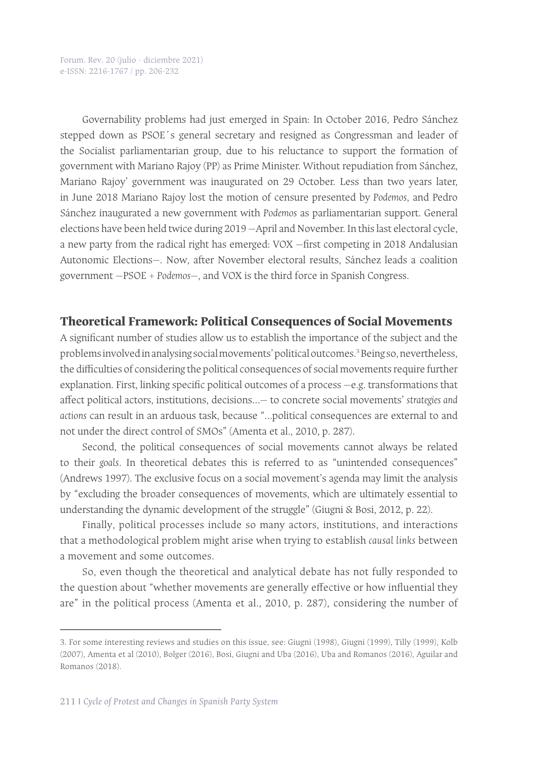Governability problems had just emerged in Spain: In October 2016, Pedro Sánchez stepped down as PSOE´s general secretary and resigned as Congressman and leader of the Socialist parliamentarian group, due to his reluctance to support the formation of government with Mariano Rajoy (PP) as Prime Minister. Without repudiation from Sánchez, Mariano Rajoy' government was inaugurated on 29 October. Less than two years later, in June 2018 Mariano Rajoy lost the motion of censure presented by *Podemos*, and Pedro Sánchez inaugurated a new government with *Podemos* as parliamentarian support. General elections have been held twice during 2019 —April and November. In this last electoral cycle, a new party from the radical right has emerged: VOX —first competing in 2018 Andalusian Autonomic Elections—. Now, after November electoral results, Sánchez leads a coalition government —PSOE + *Podemos*—, and VOX is the third force in Spanish Congress.

## Theoretical Framework: Political Consequences of Social Movements

A significant number of studies allow us to establish the importance of the subject and the problems involved in analysing social movements' political outcomes.[3] Being so, nevertheless, the difficulties of considering the political consequences of social movements require further explanation. First, linking specific political outcomes of a process —e.g. transformations that affect political actors, institutions, decisions...— to concrete social movements' *strategies and actions* can result in an arduous task, because "...political consequences are external to and not under the direct control of SMOs" (Amenta et al., 2010, p. 287).

Second, the political consequences of social movements cannot always be related to their *goals*. In theoretical debates this is referred to as "unintended consequences" (Andrews 1997). The exclusive focus on a social movement's agenda may limit the analysis by "excluding the broader consequences of movements, which are ultimately essential to understanding the dynamic development of the struggle" (Giugni & Bosi, 2012, p. 22).

Finally, political processes include so many actors, institutions, and interactions that a methodological problem might arise when trying to establish *causal links* between a movement and some outcomes.

So, even though the theoretical and analytical debate has not fully responded to the question about "whether movements are generally effective or how influential they are" in the political process (Amenta et al., 2010, p. 287), considering the number of

---

3. For some interesting reviews and studies on this issue, see: Giugni (1998), Giugni (1999), Tilly (1999), Kolb (2007), Amenta et al (2010), Bolger (2016), Bosi, Giugni and Uba (2016), Uba and Romanos (2016), Aguilar and Romanos (2018).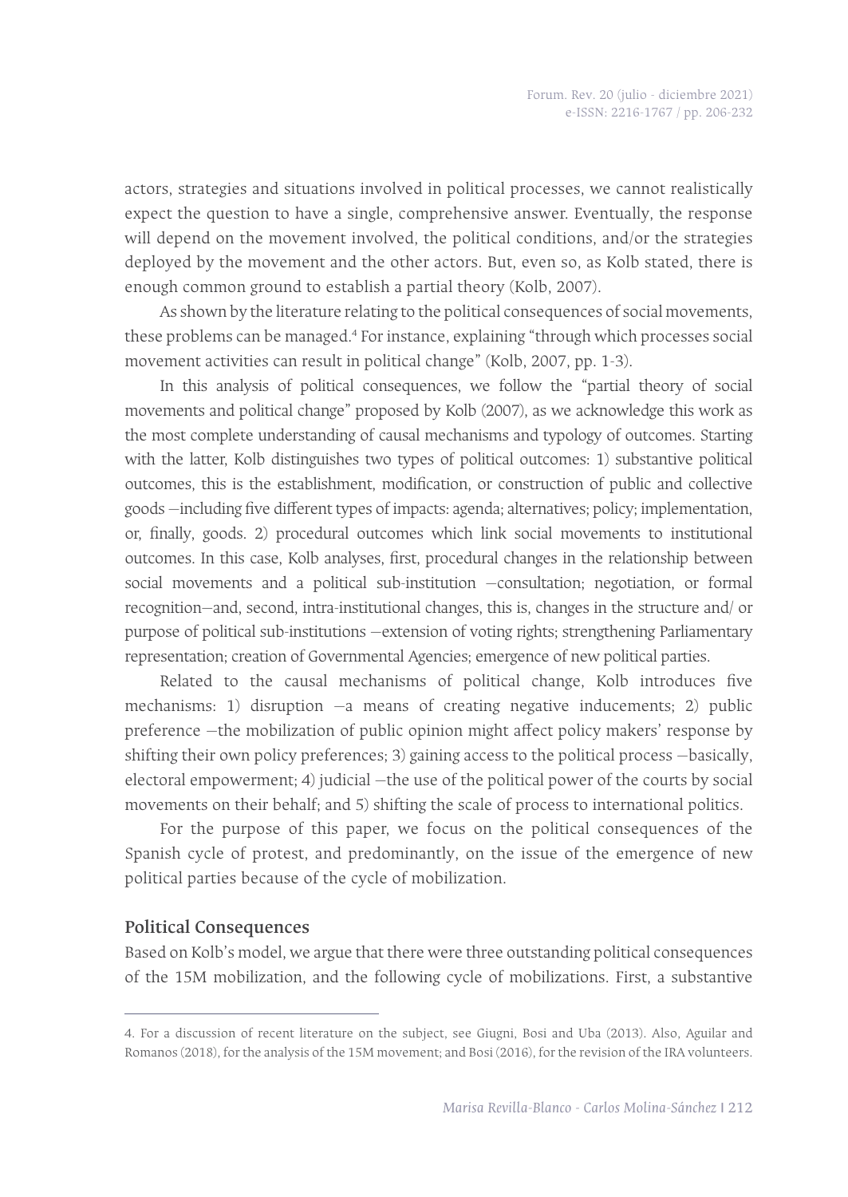actors, strategies and situations involved in political processes, we cannot realistically expect the question to have a single, comprehensive answer. Eventually, the response will depend on the movement involved, the political conditions, and/or the strategies deployed by the movement and the other actors. But, even so, as Kolb stated, there is enough common ground to establish a partial theory (Kolb, 2007).

As shown by the literature relating to the political consequences of social movements, these problems can be managed.[4] For instance, explaining "through which processes social movement activities can result in political change" (Kolb, 2007, pp. 1-3).

In this analysis of political consequences, we follow the "partial theory of social movements and political change" proposed by Kolb (2007), as we acknowledge this work as the most complete understanding of causal mechanisms and typology of outcomes. Starting with the latter, Kolb distinguishes two types of political outcomes: 1) substantive political outcomes, this is the establishment, modification, or construction of public and collective goods —including five different types of impacts: agenda; alternatives; policy; implementation, or, finally, goods. 2) procedural outcomes which link social movements to institutional outcomes. In this case, Kolb analyses, first, procedural changes in the relationship between social movements and a political sub-institution —consultation; negotiation, or formal recognition—and, second, intra-institutional changes, this is, changes in the structure and/ or purpose of political sub-institutions —extension of voting rights; strengthening Parliamentary representation; creation of Governmental Agencies; emergence of new political parties.

Related to the causal mechanisms of political change, Kolb introduces five mechanisms: 1) disruption —a means of creating negative inducements; 2) public preference —the mobilization of public opinion might affect policy makers' response by shifting their own policy preferences; 3) gaining access to the political process —basically, electoral empowerment; 4) judicial —the use of the political power of the courts by social movements on their behalf; and 5) shifting the scale of process to international politics.

For the purpose of this paper, we focus on the political consequences of the Spanish cycle of protest, and predominantly, on the issue of the emergence of new political parties because of the cycle of mobilization.

### Political Consequences

Based on Kolb's model, we argue that there were three outstanding political consequences of the 15M mobilization, and the following cycle of mobilizations. First, a substantive

---

4. For a discussion of recent literature on the subject, see Giugni, Bosi and Uba (2013). Also, Aguilar and Romanos (2018), for the analysis of the 15M movement; and Bosi (2016), for the revision of the IRA volunteers.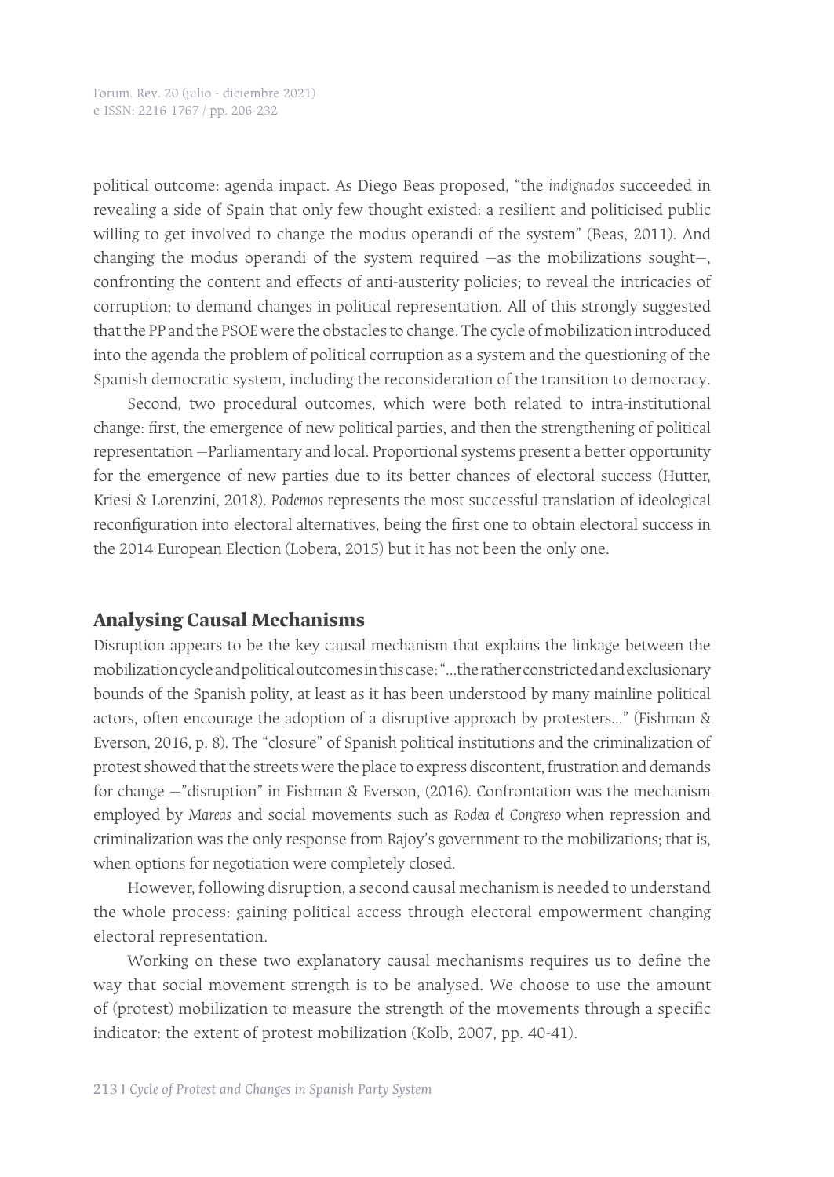political outcome: agenda impact. As Diego Beas proposed, "the *indignados* succeeded in revealing a side of Spain that only few thought existed: a resilient and politicised public willing to get involved to change the modus operandi of the system" (Beas, 2011). And changing the modus operandi of the system required —as the mobilizations sought—, confronting the content and effects of anti-austerity policies; to reveal the intricacies of corruption; to demand changes in political representation. All of this strongly suggested that the PP and the PSOE were the obstacles to change. The cycle of mobilization introduced into the agenda the problem of political corruption as a system and the questioning of the Spanish democratic system, including the reconsideration of the transition to democracy.

Second, two procedural outcomes, which were both related to intra-institutional change: first, the emergence of new political parties, and then the strengthening of political representation —Parliamentary and local. Proportional systems present a better opportunity for the emergence of new parties due to its better chances of electoral success (Hutter, Kriesi & Lorenzini, 2018). *Podemos* represents the most successful translation of ideological reconfiguration into electoral alternatives, being the first one to obtain electoral success in the 2014 European Election (Lobera, 2015) but it has not been the only one.

## Analysing Causal Mechanisms

Disruption appears to be the key causal mechanism that explains the linkage between the mobilization cycle and political outcomes in this case: "...the rather constricted and exclusionary bounds of the Spanish polity, at least as it has been understood by many mainline political actors, often encourage the adoption of a disruptive approach by protesters..." (Fishman & Everson, 2016, p. 8). The "closure" of Spanish political institutions and the criminalization of protest showed that the streets were the place to express discontent, frustration and demands for change —"disruption" in Fishman & Everson, (2016). Confrontation was the mechanism employed by *Mareas* and social movements such as *Rodea el Congreso* when repression and criminalization was the only response from Rajoy's government to the mobilizations; that is, when options for negotiation were completely closed.

However, following disruption, a second causal mechanism is needed to understand the whole process: gaining political access through electoral empowerment changing electoral representation.

Working on these two explanatory causal mechanisms requires us to define the way that social movement strength is to be analysed. We choose to use the amount of (protest) mobilization to measure the strength of the movements through a specific indicator: the extent of protest mobilization (Kolb, 2007, pp. 40-41).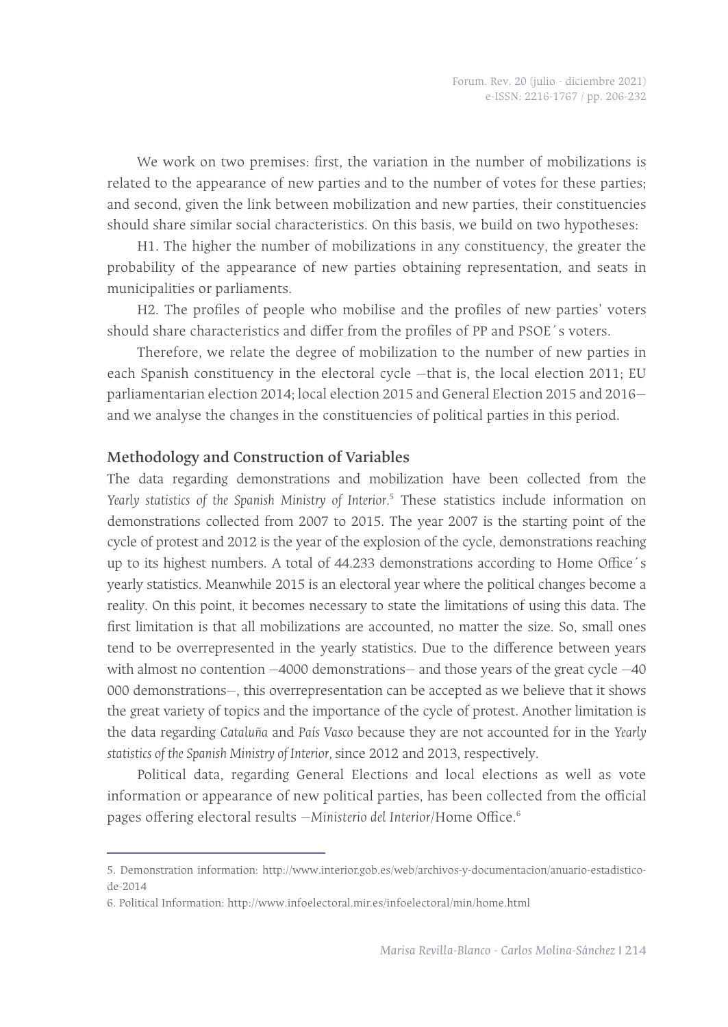We work on two premises: first, the variation in the number of mobilizations is related to the appearance of new parties and to the number of votes for these parties; and second, given the link between mobilization and new parties, their constituencies should share similar social characteristics. On this basis, we build on two hypotheses:

H1. The higher the number of mobilizations in any constituency, the greater the probability of the appearance of new parties obtaining representation, and seats in municipalities or parliaments.

H2. The profiles of people who mobilise and the profiles of new parties' voters should share characteristics and differ from the profiles of PP and PSOE´s voters.

Therefore, we relate the degree of mobilization to the number of new parties in each Spanish constituency in the electoral cycle —that is, the local election 2011; EU parliamentarian election 2014; local election 2015 and General Election 2015 and 2016— and we analyse the changes in the constituencies of political parties in this period.

## Methodology and Construction of Variables

The data regarding demonstrations and mobilization have been collected from the *Yearly statistics of the Spanish Ministry of Interior*.[5] These statistics include information on demonstrations collected from 2007 to 2015. The year 2007 is the starting point of the cycle of protest and 2012 is the year of the explosion of the cycle, demonstrations reaching up to its highest numbers. A total of 44.233 demonstrations according to Home Office´s yearly statistics. Meanwhile 2015 is an electoral year where the political changes become a reality. On this point, it becomes necessary to state the limitations of using this data. The first limitation is that all mobilizations are accounted, no matter the size. So, small ones tend to be overrepresented in the yearly statistics. Due to the difference between years with almost no contention —4000 demonstrations— and those years of the great cycle —40 000 demonstrations—, this overrepresentation can be accepted as we believe that it shows the great variety of topics and the importance of the cycle of protest. Another limitation is the data regarding *Cataluña* and *País Vasco* because they are not accounted for in the *Yearly statistics of the Spanish Ministry of Interior,* since 2012 and 2013, respectively.

Political data, regarding General Elections and local elections as well as vote information or appearance of new political parties, has been collected from the official pages offering electoral results —*Ministerio del Interior*/Home Office.[6]

---

5. Demonstration information: http://www.interior.gob.es/web/archivos-y-documentacion/anuario-estadistico-de-2014

6. Political Information: http://www.infoelectoral.mir.es/infoelectoral/min/home.html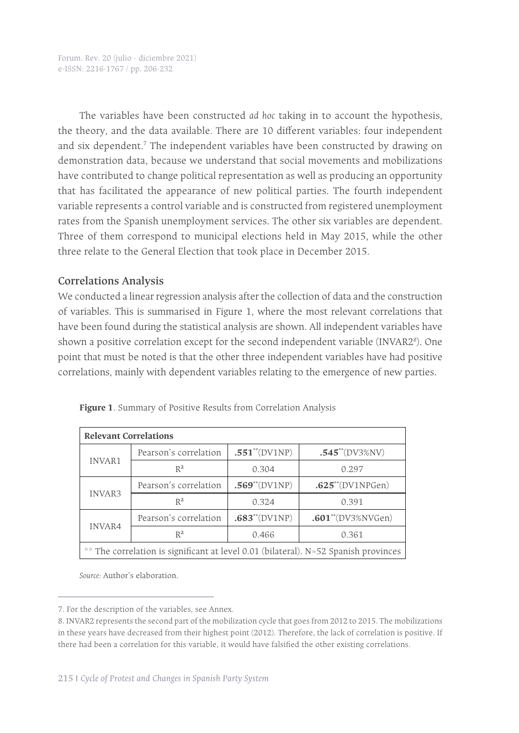The variables have been constructed *ad hoc* taking in to account the hypothesis, the theory, and the data available. There are 10 different variables: four independent and six dependent.[7] The independent variables have been constructed by drawing on demonstration data, because we understand that social movements and mobilizations have contributed to change political representation as well as producing an opportunity that has facilitated the appearance of new political parties. The fourth independent variable represents a control variable and is constructed from registered unemployment rates from the Spanish unemployment services. The other six variables are dependent. Three of them correspond to municipal elections held in May 2015, while the other three relate to the General Election that took place in December 2015.

## Correlations Analysis

We conducted a linear regression analysis after the collection of data and the construction of variables. This is summarised in Figure 1, where the most relevant correlations that have been found during the statistical analysis are shown. All independent variables have shown a positive correlation except for the second independent variable (INVAR2[8]). One point that must be noted is that the other three independent variables have had positive correlations, mainly with dependent variables relating to the emergence of new parties.

**Figure 1**. Summary of Positive Results from Correlation Analysis

| **Relevant Correlations** | | | |
|---|---|---|---|
| INVAR1 | Pearson's correlation | **.551**\*\*(DV1NP) | **.545**\*\*(DV3%NV) |
| | $R^2$ | 0.304 | 0.297 |
| INVAR3 | Pearson's correlation | **.569**\*\*(DV1NP) | **.625**\*\*(DV1NPGen) |
| | $R^2$ | 0.324 | 0.391 |
| INVAR4 | Pearson's correlation | **.683**\*\*(DV1NP) | **.601**\*\*(DV3%NVGen) |
| | $R^2$ | 0.466 | 0.361 |
| \*\* The correlation is significant at level 0.01 (bilateral). N=52 Spanish provinces | | | |

*Source:* Author's elaboration.

---

7. For the description of the variables, see Annex.

8. INVAR2 represents the second part of the mobilization cycle that goes from 2012 to 2015. The mobilizations in these years have decreased from their highest point (2012). Therefore, the lack of correlation is positive. If there had been a correlation for this variable, it would have falsified the other existing correlations.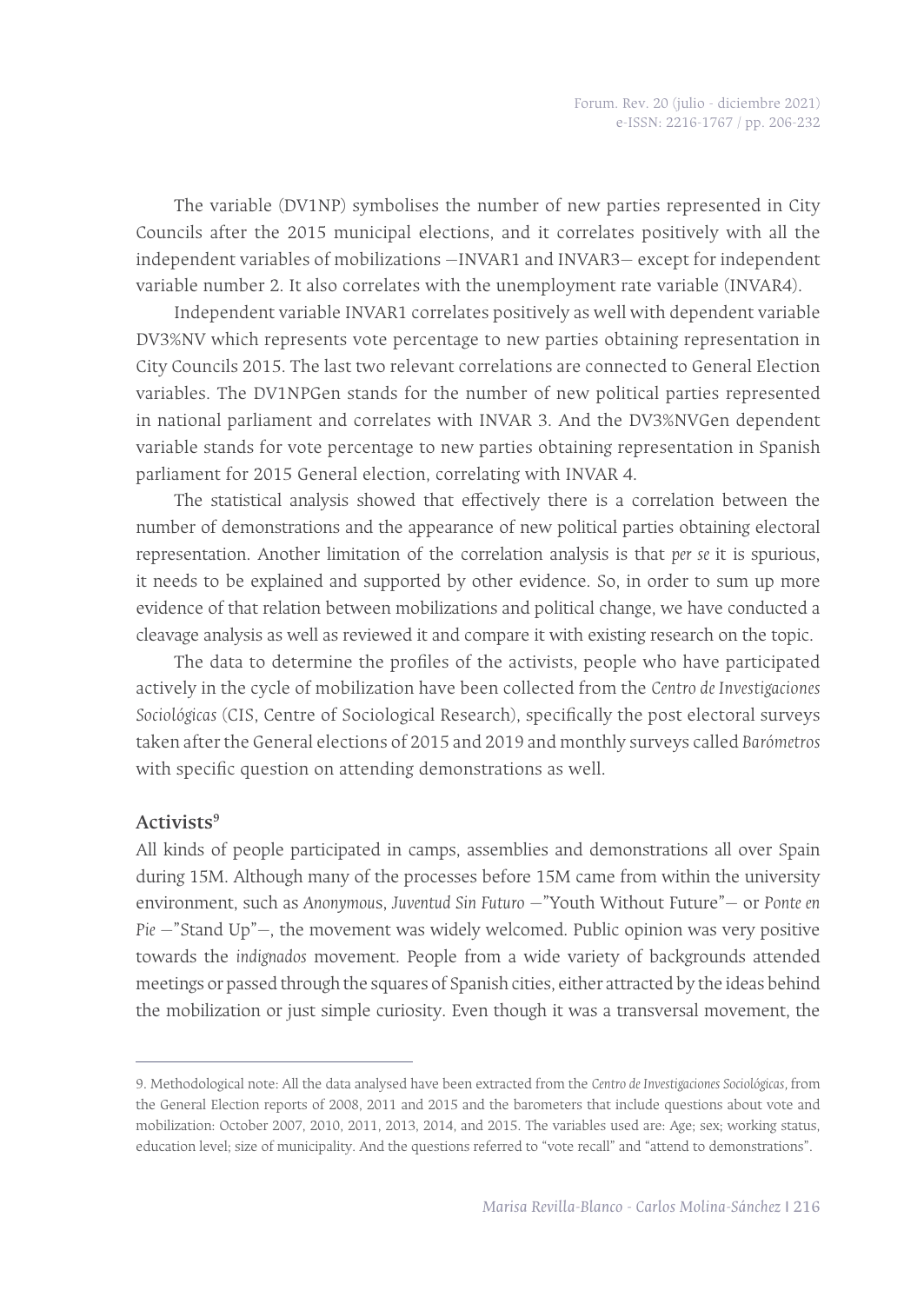The variable (DV1NP) symbolises the number of new parties represented in City Councils after the 2015 municipal elections, and it correlates positively with all the independent variables of mobilizations —INVAR1 and INVAR3— except for independent variable number 2. It also correlates with the unemployment rate variable (INVAR4).

Independent variable INVAR1 correlates positively as well with dependent variable DV3%NV which represents vote percentage to new parties obtaining representation in City Councils 2015. The last two relevant correlations are connected to General Election variables. The DV1NPGen stands for the number of new political parties represented in national parliament and correlates with INVAR 3. And the DV3%NVGen dependent variable stands for vote percentage to new parties obtaining representation in Spanish parliament for 2015 General election, correlating with INVAR 4.

The statistical analysis showed that effectively there is a correlation between the number of demonstrations and the appearance of new political parties obtaining electoral representation. Another limitation of the correlation analysis is that *per se* it is spurious, it needs to be explained and supported by other evidence. So, in order to sum up more evidence of that relation between mobilizations and political change, we have conducted a cleavage analysis as well as reviewed it and compare it with existing research on the topic.

The data to determine the profiles of the activists, people who have participated actively in the cycle of mobilization have been collected from the *Centro de Investigaciones Sociológicas* (CIS, Centre of Sociological Research), specifically the post electoral surveys taken after the General elections of 2015 and 2019 and monthly surveys called *Barómetros* with specific question on attending demonstrations as well.

## Activists[9]

All kinds of people participated in camps, assemblies and demonstrations all over Spain during 15M. Although many of the processes before 15M came from within the university environment, such as *Anonymous*, *Juventud Sin Futuro* —"Youth Without Future"— or *Ponte en Pie* —"Stand Up"—, the movement was widely welcomed. Public opinion was very positive towards the *indignados* movement. People from a wide variety of backgrounds attended meetings or passed through the squares of Spanish cities, either attracted by the ideas behind the mobilization or just simple curiosity. Even though it was a transversal movement, the

---

9. Methodological note: All the data analysed have been extracted from the *Centro de Investigaciones Sociológicas*, from the General Election reports of 2008, 2011 and 2015 and the barometers that include questions about vote and mobilization: October 2007, 2010, 2011, 2013, 2014, and 2015. The variables used are: Age; sex; working status, education level; size of municipality. And the questions referred to "vote recall" and "attend to demonstrations".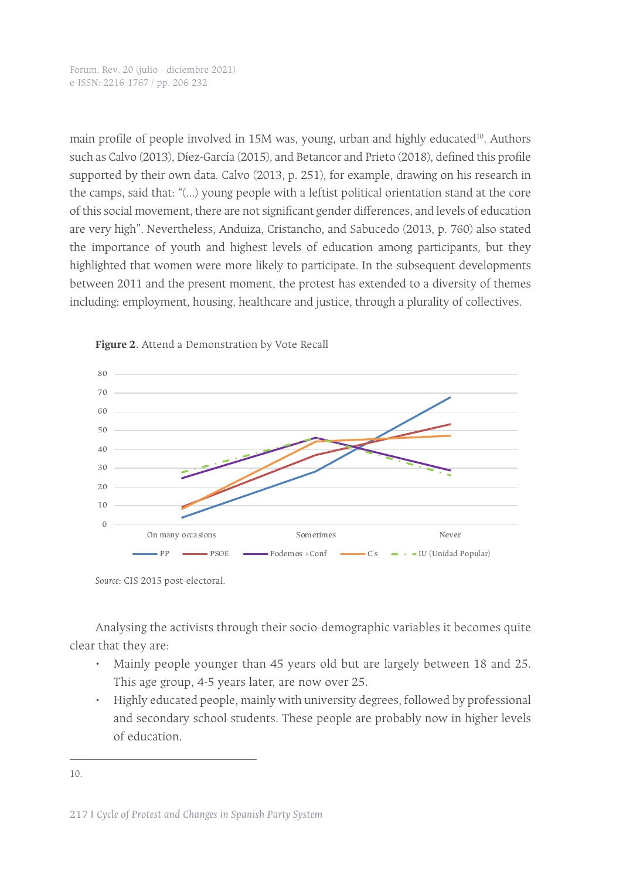main profile of people involved in 15M was, young, urban and highly educated[10]. Authors such as Calvo (2013), Díez-García (2015), and Betancor and Prieto (2018), defined this profile supported by their own data. Calvo (2013, p. 251), for example, drawing on his research in the camps, said that: "(…) young people with a leftist political orientation stand at the core of this social movement, there are not significant gender differences, and levels of education are very high". Nevertheless, Anduiza, Cristancho, and Sabucedo (2013, p. 760) also stated the importance of youth and highest levels of education among participants, but they highlighted that women were more likely to participate. In the subsequent developments between 2011 and the present moment, the protest has extended to a diversity of themes including: employment, housing, healthcare and justice, through a plurality of collectives.

**Figure 2**. Attend a Demonstration by Vote Recall

*Source:* CIS 2015 post-electoral.

Analysing the activists through their socio-demographic variables it becomes quite clear that they are:

- Mainly people younger than 45 years old but are largely between 18 and 25. This age group, 4-5 years later, are now over 25.
- Highly educated people, mainly with university degrees, followed by professional and secondary school students. These people are probably now in higher levels of education.

10.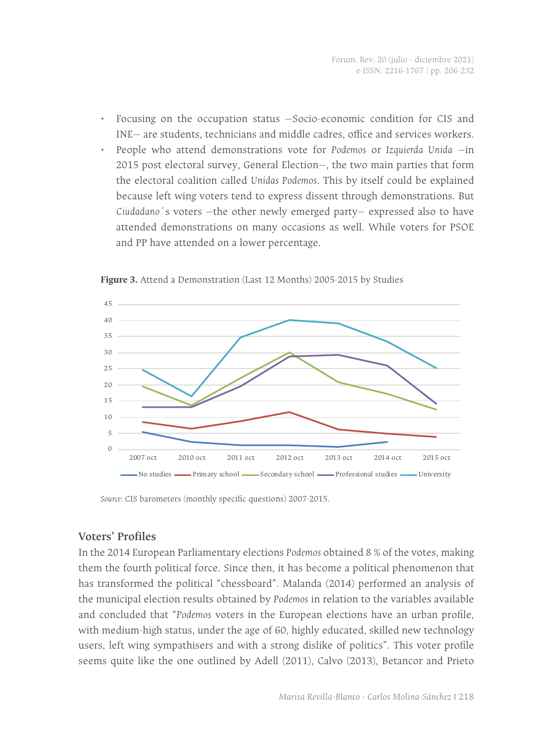- Focusing on the occupation status —Socio-economic condition for CIS and INE— are students, technicians and middle cadres, office and services workers.
- People who attend demonstrations vote for *Podemos* or *Izquierda Unida* —in 2015 post electoral survey, General Election—, the two main parties that form the electoral coalition called *Unidas Podemos*. This by itself could be explained because left wing voters tend to express dissent through demonstrations. But *Ciudadano´s* voters —the other newly emerged party— expressed also to have attended demonstrations on many occasions as well. While voters for PSOE and PP have attended on a lower percentage.

**Figure 3.** Attend a Demonstration (Last 12 Months) 2005-2015 by Studies

*Source*: CIS barometers (monthly specific questions) 2007-2015.

## Voters' Profiles

In the 2014 European Parliamentary elections *Podemos* obtained 8 % of the votes, making them the fourth political force. Since then, it has become a political phenomenon that has transformed the political "chessboard". Malanda (2014) performed an analysis of the municipal election results obtained by *Podemos* in relation to the variables available and concluded that "*Podemos* voters in the European elections have an urban profile, with medium-high status, under the age of 60, highly educated, skilled new technology users, left wing sympathisers and with a strong dislike of politics". This voter profile seems quite like the one outlined by Adell (2011), Calvo (2013), Betancor and Prieto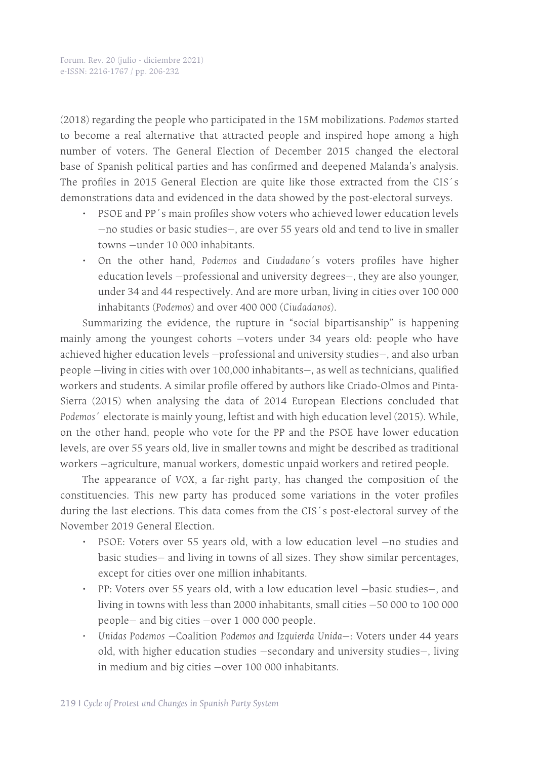(2018) regarding the people who participated in the 15M mobilizations. *Podemos* started to become a real alternative that attracted people and inspired hope among a high number of voters. The General Election of December 2015 changed the electoral base of Spanish political parties and has confirmed and deepened Malanda's analysis. The profiles in 2015 General Election are quite like those extracted from the CIS´s demonstrations data and evidenced in the data showed by the post-electoral surveys.

- PSOE and PP´s main profiles show voters who achieved lower education levels —no studies or basic studies—, are over 55 years old and tend to live in smaller towns —under 10 000 inhabitants.
- On the other hand, *Podemos* and *Ciudadano*´s voters profiles have higher education levels —professional and university degrees—, they are also younger, under 34 and 44 respectively. And are more urban, living in cities over 100 000 inhabitants (*Podemos*) and over 400 000 (*Ciudadanos*).

Summarizing the evidence, the rupture in "social bipartisanship" is happening mainly among the youngest cohorts —voters under 34 years old: people who have achieved higher education levels —professional and university studies—, and also urban people —living in cities with over 100,000 inhabitants—, as well as technicians, qualified workers and students. A similar profile offered by authors like Criado-Olmos and Pinta-Sierra (2015) when analysing the data of 2014 European Elections concluded that *Podemos*´ electorate is mainly young, leftist and with high education level (2015). While, on the other hand, people who vote for the PP and the PSOE have lower education levels, are over 55 years old, live in smaller towns and might be described as traditional workers —agriculture, manual workers, domestic unpaid workers and retired people.

The appearance of *VOX*, a far-right party, has changed the composition of the constituencies. This new party has produced some variations in the voter profiles during the last elections. This data comes from the CIS´s post-electoral survey of the November 2019 General Election.

- PSOE: Voters over 55 years old, with a low education level —no studies and basic studies— and living in towns of all sizes. They show similar percentages, except for cities over one million inhabitants.
- PP: Voters over 55 years old, with a low education level —basic studies—, and living in towns with less than 2000 inhabitants, small cities —50 000 to 100 000 people— and big cities —over 1 000 000 people.
- *Unidas Podemos* —Coalition *Podemos and Izquierda Unida*—: Voters under 44 years old, with higher education studies —secondary and university studies—, living in medium and big cities —over 100 000 inhabitants.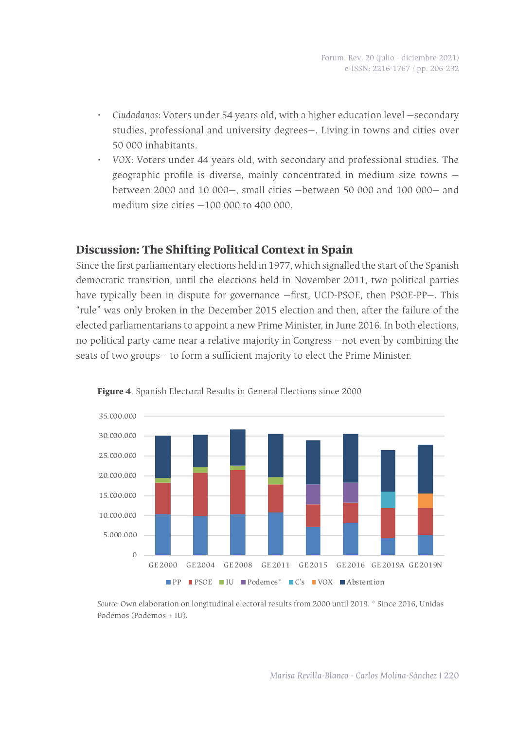- *Ciudadanos*: Voters under 54 years old, with a higher education level –secondary studies, professional and university degrees–. Living in towns and cities over 50 000 inhabitants.
- *VOX*: Voters under 44 years old, with secondary and professional studies. The geographic profile is diverse, mainly concentrated in medium size towns –between 2000 and 10 000–, small cities –between 50 000 and 100 000– and medium size cities –100 000 to 400 000.

## Discussion: The Shifting Political Context in Spain

Since the first parliamentary elections held in 1977, which signalled the start of the Spanish democratic transition, until the elections held in November 2011, two political parties have typically been in dispute for governance –first, UCD-PSOE, then PSOE-PP–. This "rule" was only broken in the December 2015 election and then, after the failure of the elected parliamentarians to appoint a new Prime Minister, in June 2016. In both elections, no political party came near a relative majority in Congress –not even by combining the seats of two groups– to form a sufficient majority to elect the Prime Minister.

**Figure 4**. Spanish Electoral Results in General Elections since 2000

*Source:* Own elaboration on longitudinal electoral results from 2000 until 2019. * Since 2016, Unidas Podemos (Podemos + IU).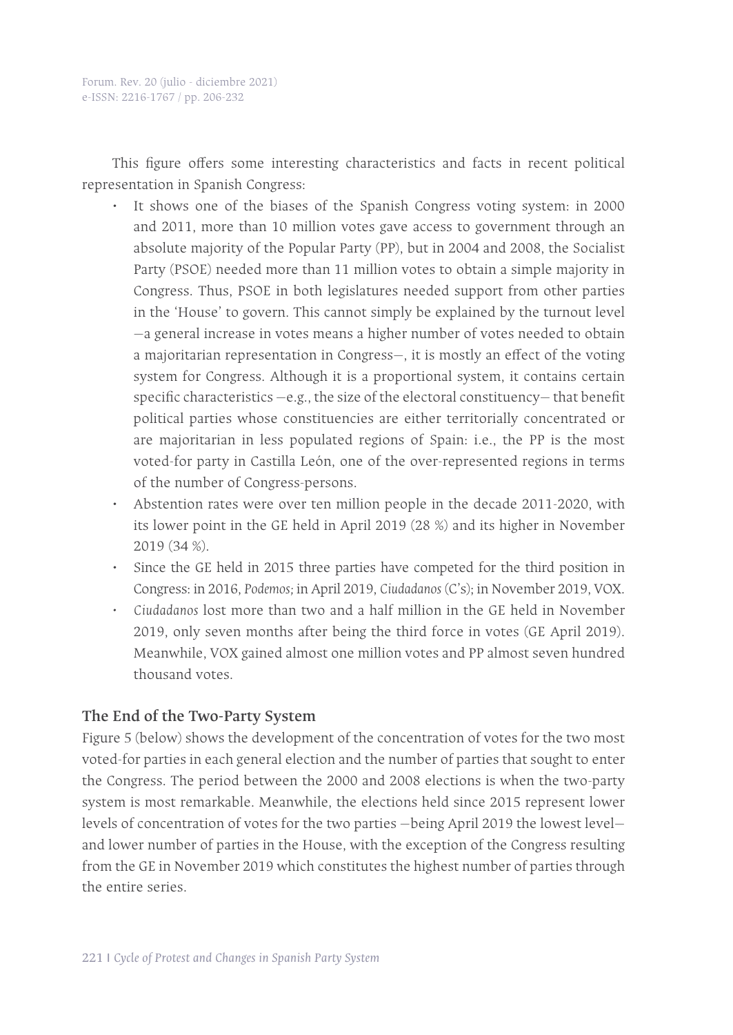This figure offers some interesting characteristics and facts in recent political representation in Spanish Congress:

- It shows one of the biases of the Spanish Congress voting system: in 2000 and 2011, more than 10 million votes gave access to government through an absolute majority of the Popular Party (PP), but in 2004 and 2008, the Socialist Party (PSOE) needed more than 11 million votes to obtain a simple majority in Congress. Thus, PSOE in both legislatures needed support from other parties in the 'House' to govern. This cannot simply be explained by the turnout level —a general increase in votes means a higher number of votes needed to obtain a majoritarian representation in Congress—, it is mostly an effect of the voting system for Congress. Although it is a proportional system, it contains certain specific characteristics —e.g., the size of the electoral constituency— that benefit political parties whose constituencies are either territorially concentrated or are majoritarian in less populated regions of Spain: i.e., the PP is the most voted-for party in Castilla León, one of the over-represented regions in terms of the number of Congress-persons.
- Abstention rates were over ten million people in the decade 2011-2020, with its lower point in the GE held in April 2019 (28 %) and its higher in November 2019 (34 %).
- Since the GE held in 2015 three parties have competed for the third position in Congress: in 2016, *Podemos;* in April 2019, *Ciudadanos* (C's); in November 2019, VOX.
- *Ciudadanos* lost more than two and a half million in the GE held in November 2019, only seven months after being the third force in votes (GE April 2019). Meanwhile, VOX gained almost one million votes and PP almost seven hundred thousand votes.

## The End of the Two-Party System

Figure 5 (below) shows the development of the concentration of votes for the two most voted-for parties in each general election and the number of parties that sought to enter the Congress. The period between the 2000 and 2008 elections is when the two-party system is most remarkable. Meanwhile, the elections held since 2015 represent lower levels of concentration of votes for the two parties —being April 2019 the lowest level— and lower number of parties in the House, with the exception of the Congress resulting from the GE in November 2019 which constitutes the highest number of parties through the entire series.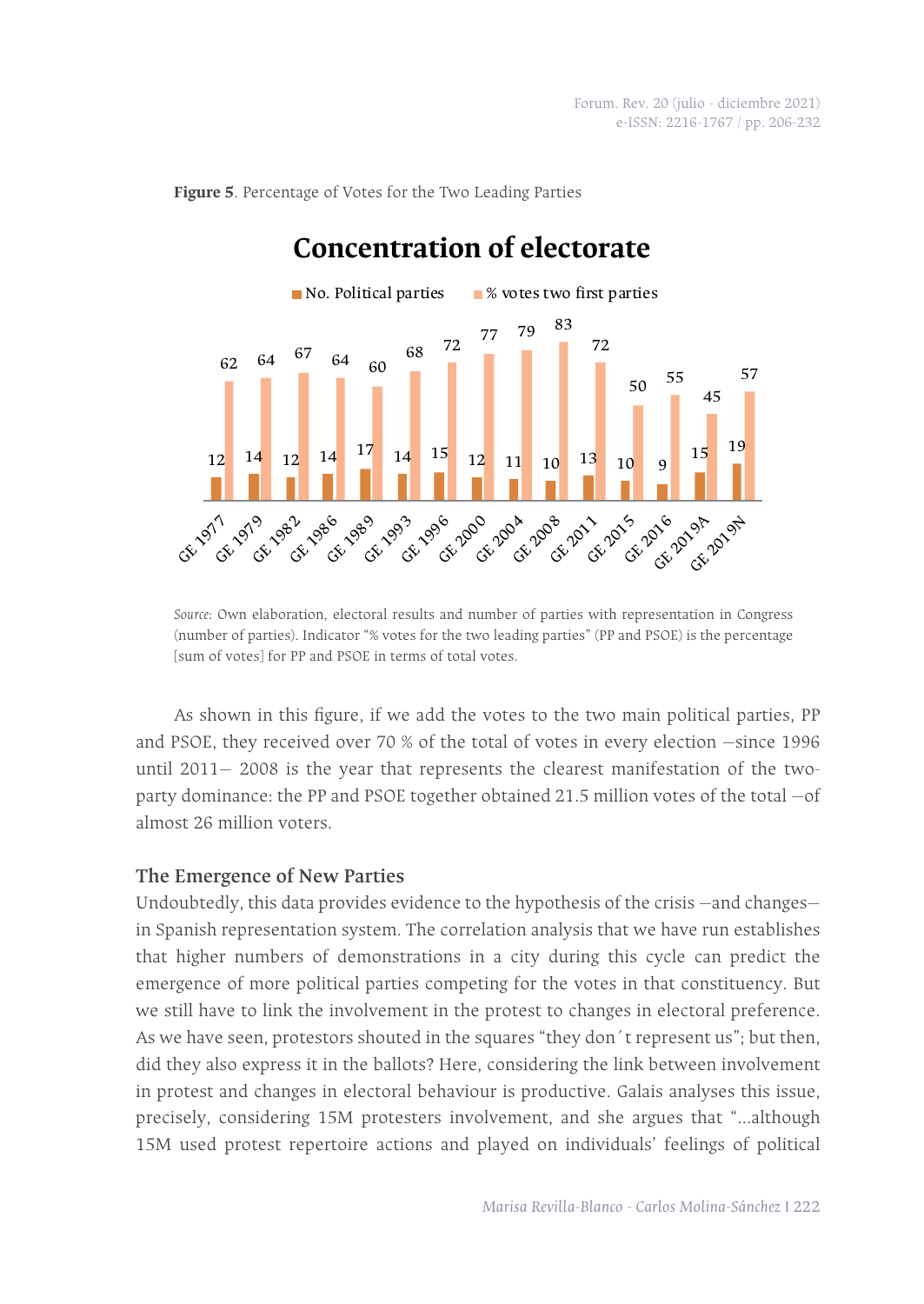**Figure 5**. Percentage of Votes for the Two Leading Parties

**Concentration of electorate**

| | No. Political parties | % votes two first parties |
|---|---|---|
| GE 1977 | 12 | 62 |
| GE 1979 | 14 | 64 |
| GE 1982 | 12 | 67 |
| GE 1986 | 14 | 64 |
| GE 1989 | 17 | 60 |
| GE 1993 | 14 | 68 |
| GE 1996 | 15 | 72 |
| GE 2000 | 12 | 77 |
| GE 2004 | 11 | 79 |
| GE 2008 | 10 | 83 |
| GE 2011 | 13 | 72 |
| GE 2015 | 10 | 50 |
| GE 2016 | 9 | 55 |
| GE 2019A | 15 | 45 |
| GE 2019N | 19 | 57 |

*Source*: Own elaboration, electoral results and number of parties with representation in Congress (number of parties). Indicator "% votes for the two leading parties" (PP and PSOE) is the percentage [sum of votes] for PP and PSOE in terms of total votes.

As shown in this figure, if we add the votes to the two main political parties, PP and PSOE, they received over 70 % of the total of votes in every election —since 1996 until 2011— 2008 is the year that represents the clearest manifestation of the two-party dominance: the PP and PSOE together obtained 21.5 million votes of the total —of almost 26 million voters.

## The Emergence of New Parties

Undoubtedly, this data provides evidence to the hypothesis of the crisis —and changes— in Spanish representation system. The correlation analysis that we have run establishes that higher numbers of demonstrations in a city during this cycle can predict the emergence of more political parties competing for the votes in that constituency. But we still have to link the involvement in the protest to changes in electoral preference. As we have seen, protestors shouted in the squares "they don´t represent us"; but then, did they also express it in the ballots? Here, considering the link between involvement in protest and changes in electoral behaviour is productive. Galais analyses this issue, precisely, considering 15M protesters involvement, and she argues that "...although 15M used protest repertoire actions and played on individuals' feelings of political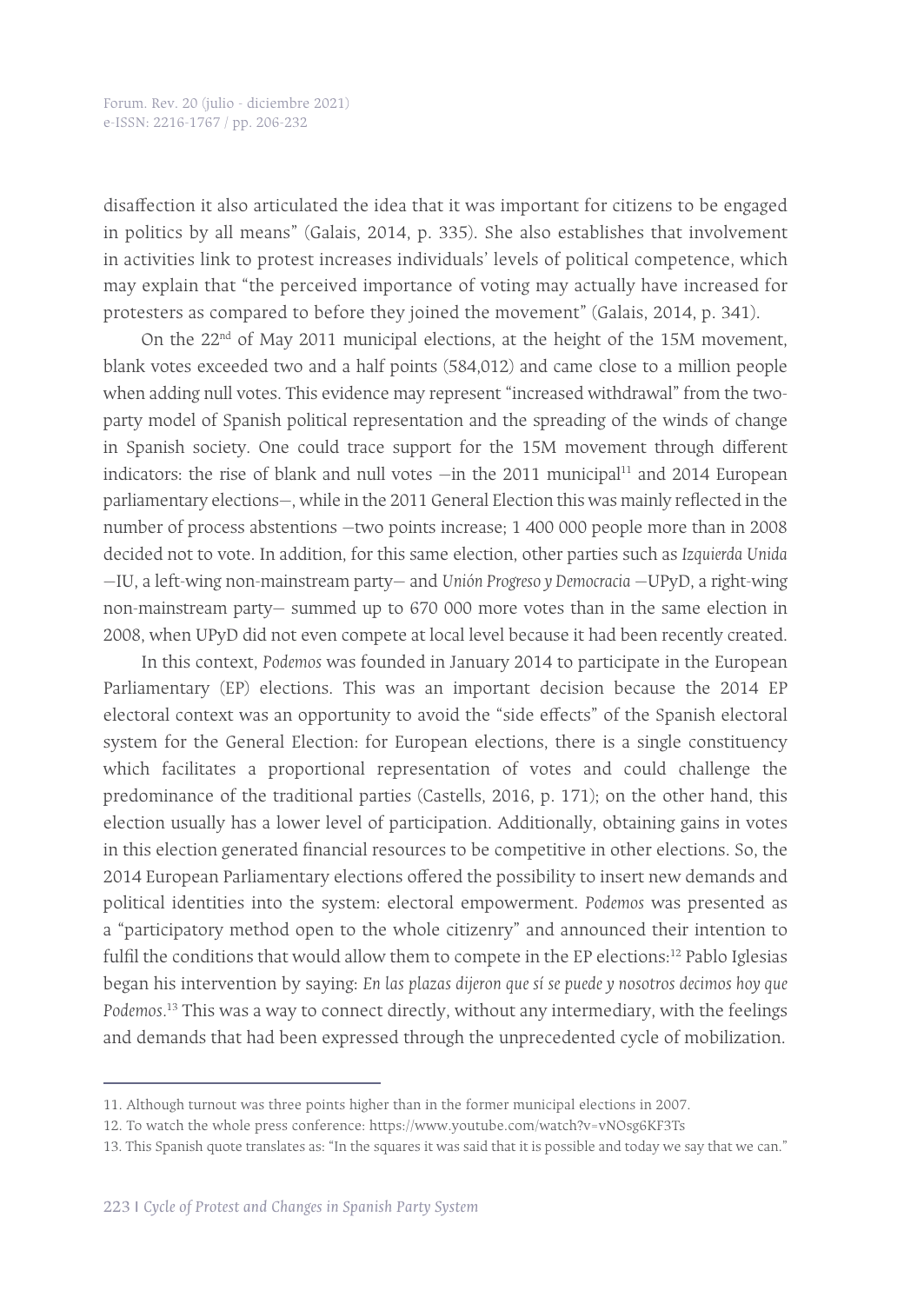disaffection it also articulated the idea that it was important for citizens to be engaged in politics by all means" (Galais, 2014, p. 335). She also establishes that involvement in activities link to protest increases individuals' levels of political competence, which may explain that "the perceived importance of voting may actually have increased for protesters as compared to before they joined the movement" (Galais, 2014, p. 341).

On the 22nd of May 2011 municipal elections, at the height of the 15M movement, blank votes exceeded two and a half points (584,012) and came close to a million people when adding null votes. This evidence may represent "increased withdrawal" from the two-party model of Spanish political representation and the spreading of the winds of change in Spanish society. One could trace support for the 15M movement through different indicators: the rise of blank and null votes —in the 2011 municipal[11] and 2014 European parliamentary elections—, while in the 2011 General Election this was mainly reflected in the number of process abstentions —two points increase; 1 400 000 people more than in 2008 decided not to vote. In addition, for this same election, other parties such as *Izquierda Unida* —IU, a left-wing non-mainstream party— and *Unión Progreso y Democracia* —UPyD, a right-wing non-mainstream party— summed up to 670 000 more votes than in the same election in 2008, when UPyD did not even compete at local level because it had been recently created.

In this context, *Podemos* was founded in January 2014 to participate in the European Parliamentary (EP) elections. This was an important decision because the 2014 EP electoral context was an opportunity to avoid the "side effects" of the Spanish electoral system for the General Election: for European elections, there is a single constituency which facilitates a proportional representation of votes and could challenge the predominance of the traditional parties (Castells, 2016, p. 171); on the other hand, this election usually has a lower level of participation. Additionally, obtaining gains in votes in this election generated financial resources to be competitive in other elections. So, the 2014 European Parliamentary elections offered the possibility to insert new demands and political identities into the system: electoral empowerment. *Podemos* was presented as a "participatory method open to the whole citizenry" and announced their intention to fulfil the conditions that would allow them to compete in the EP elections:[12] Pablo Iglesias began his intervention by saying: *En las plazas dijeron que sí se puede y nosotros decimos hoy que Podemos*.[13] This was a way to connect directly, without any intermediary, with the feelings and demands that had been expressed through the unprecedented cycle of mobilization.

---

11. Although turnout was three points higher than in the former municipal elections in 2007.

12. To watch the whole press conference: https://www.youtube.com/watch?v=vNOsg6KF3Ts

13. This Spanish quote translates as: "In the squares it was said that it is possible and today we say that we can."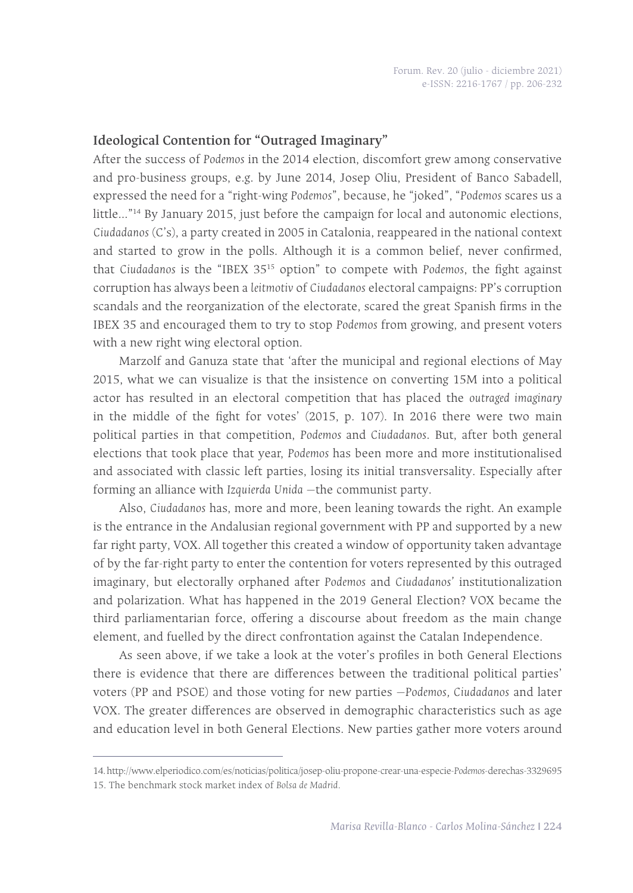## Ideological Contention for "Outraged Imaginary"

After the success of *Podemos* in the 2014 election, discomfort grew among conservative and pro-business groups, e.g. by June 2014, Josep Oliu, President of Banco Sabadell, expressed the need for a "right-wing *Podemos*", because, he "joked", "*Podemos* scares us a little..."[14] By January 2015, just before the campaign for local and autonomic elections, *Ciudadanos* (C's), a party created in 2005 in Catalonia, reappeared in the national context and started to grow in the polls. Although it is a common belief, never confirmed, that *Ciudadanos* is the "IBEX 35[15] option" to compete with *Podemos*, the fight against corruption has always been a *leitmotiv* of *Ciudadanos* electoral campaigns: PP's corruption scandals and the reorganization of the electorate, scared the great Spanish firms in the IBEX 35 and encouraged them to try to stop *Podemos* from growing, and present voters with a new right wing electoral option.

Marzolf and Ganuza state that 'after the municipal and regional elections of May 2015, what we can visualize is that the insistence on converting 15M into a political actor has resulted in an electoral competition that has placed the *outraged imaginary* in the middle of the fight for votes' (2015, p. 107). In 2016 there were two main political parties in that competition, *Podemos* and *Ciudadanos*. But, after both general elections that took place that year, *Podemos* has been more and more institutionalised and associated with classic left parties, losing its initial transversality. Especially after forming an alliance with *Izquierda Unida* —the communist party.

Also, *Ciudadanos* has, more and more, been leaning towards the right. An example is the entrance in the Andalusian regional government with PP and supported by a new far right party, VOX. All together this created a window of opportunity taken advantage of by the far-right party to enter the contention for voters represented by this outraged imaginary, but electorally orphaned after *Podemos* and *Ciudadanos*' institutionalization and polarization. What has happened in the 2019 General Election? VOX became the third parliamentarian force, offering a discourse about freedom as the main change element, and fuelled by the direct confrontation against the Catalan Independence.

As seen above, if we take a look at the voter's profiles in both General Elections there is evidence that there are differences between the traditional political parties' voters (PP and PSOE) and those voting for new parties —*Podemos, Ciudadanos* and later VOX. The greater differences are observed in demographic characteristics such as age and education level in both General Elections. New parties gather more voters around

---

14. http://www.elperiodico.com/es/noticias/politica/josep-oliu-propone-crear-una-especie-*Podemos*-derechas-3329695

15. The benchmark stock market index of *Bolsa de Madrid*.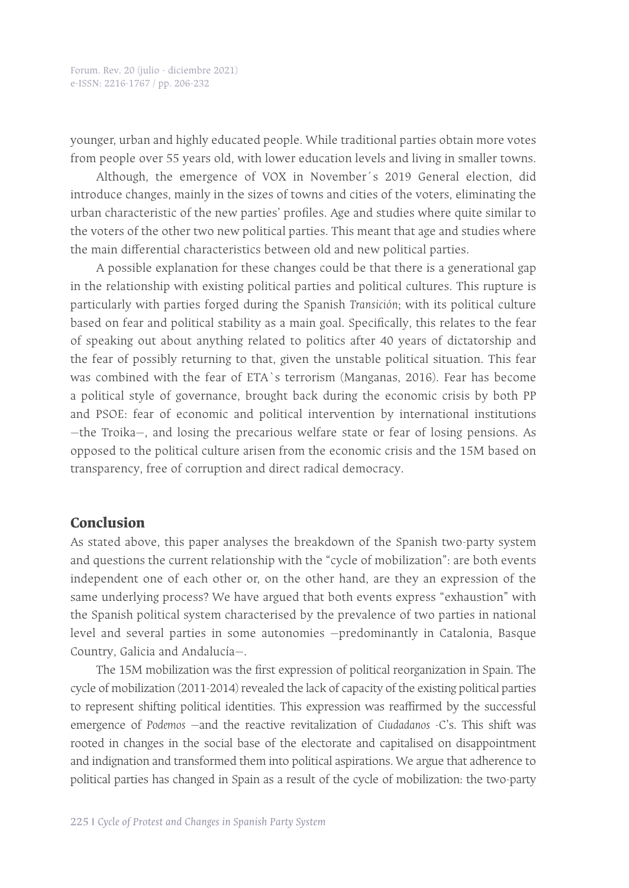younger, urban and highly educated people. While traditional parties obtain more votes from people over 55 years old, with lower education levels and living in smaller towns.

Although, the emergence of VOX in November´s 2019 General election, did introduce changes, mainly in the sizes of towns and cities of the voters, eliminating the urban characteristic of the new parties' profiles. Age and studies where quite similar to the voters of the other two new political parties. This meant that age and studies where the main differential characteristics between old and new political parties.

A possible explanation for these changes could be that there is a generational gap in the relationship with existing political parties and political cultures. This rupture is particularly with parties forged during the Spanish *Transición*; with its political culture based on fear and political stability as a main goal. Specifically, this relates to the fear of speaking out about anything related to politics after 40 years of dictatorship and the fear of possibly returning to that, given the unstable political situation. This fear was combined with the fear of ETA`s terrorism (Manganas, 2016). Fear has become a political style of governance, brought back during the economic crisis by both PP and PSOE: fear of economic and political intervention by international institutions —the Troika—, and losing the precarious welfare state or fear of losing pensions. As opposed to the political culture arisen from the economic crisis and the 15M based on transparency, free of corruption and direct radical democracy.

## Conclusion

As stated above, this paper analyses the breakdown of the Spanish two-party system and questions the current relationship with the "cycle of mobilization": are both events independent one of each other or, on the other hand, are they an expression of the same underlying process? We have argued that both events express "exhaustion" with the Spanish political system characterised by the prevalence of two parties in national level and several parties in some autonomies —predominantly in Catalonia, Basque Country, Galicia and Andalucía—.

The 15M mobilization was the first expression of political reorganization in Spain. The cycle of mobilization (2011-2014) revealed the lack of capacity of the existing political parties to represent shifting political identities. This expression was reaffirmed by the successful emergence of *Podemos* —and the reactive revitalization of *Ciudadanos* -C's. This shift was rooted in changes in the social base of the electorate and capitalised on disappointment and indignation and transformed them into political aspirations. We argue that adherence to political parties has changed in Spain as a result of the cycle of mobilization: the two-party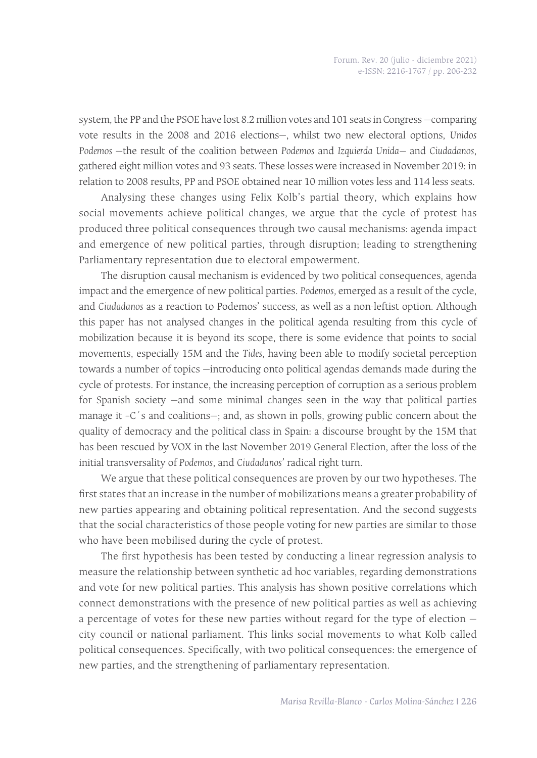system, the PP and the PSOE have lost 8.2 million votes and 101 seats in Congress —comparing vote results in the 2008 and 2016 elections—, whilst two new electoral options, *Unidos Podemos* —the result of the coalition between *Podemos* and *Izquierda Unida*— and *Ciudadanos*, gathered eight million votes and 93 seats. These losses were increased in November 2019: in relation to 2008 results, PP and PSOE obtained near 10 million votes less and 114 less seats.

Analysing these changes using Felix Kolb's partial theory, which explains how social movements achieve political changes, we argue that the cycle of protest has produced three political consequences through two causal mechanisms: agenda impact and emergence of new political parties, through disruption; leading to strengthening Parliamentary representation due to electoral empowerment.

The disruption causal mechanism is evidenced by two political consequences, agenda impact and the emergence of new political parties. *Podemos*, emerged as a result of the cycle, and *Ciudadanos* as a reaction to Podemos' success, as well as a non-leftist option. Although this paper has not analysed changes in the political agenda resulting from this cycle of mobilization because it is beyond its scope, there is some evidence that points to social movements, especially 15M and the *Tides*, having been able to modify societal perception towards a number of topics —introducing onto political agendas demands made during the cycle of protests. For instance, the increasing perception of corruption as a serious problem for Spanish society —and some minimal changes seen in the way that political parties manage it –C´s and coalitions—; and, as shown in polls, growing public concern about the quality of democracy and the political class in Spain: a discourse brought by the 15M that has been rescued by VOX in the last November 2019 General Election, after the loss of the initial transversality of *Podemos*, and *Ciudadanos'* radical right turn.

We argue that these political consequences are proven by our two hypotheses. The first states that an increase in the number of mobilizations means a greater probability of new parties appearing and obtaining political representation. And the second suggests that the social characteristics of those people voting for new parties are similar to those who have been mobilised during the cycle of protest.

The first hypothesis has been tested by conducting a linear regression analysis to measure the relationship between synthetic ad hoc variables, regarding demonstrations and vote for new political parties. This analysis has shown positive correlations which connect demonstrations with the presence of new political parties as well as achieving a percentage of votes for these new parties without regard for the type of election — city council or national parliament. This links social movements to what Kolb called political consequences. Specifically, with two political consequences: the emergence of new parties, and the strengthening of parliamentary representation.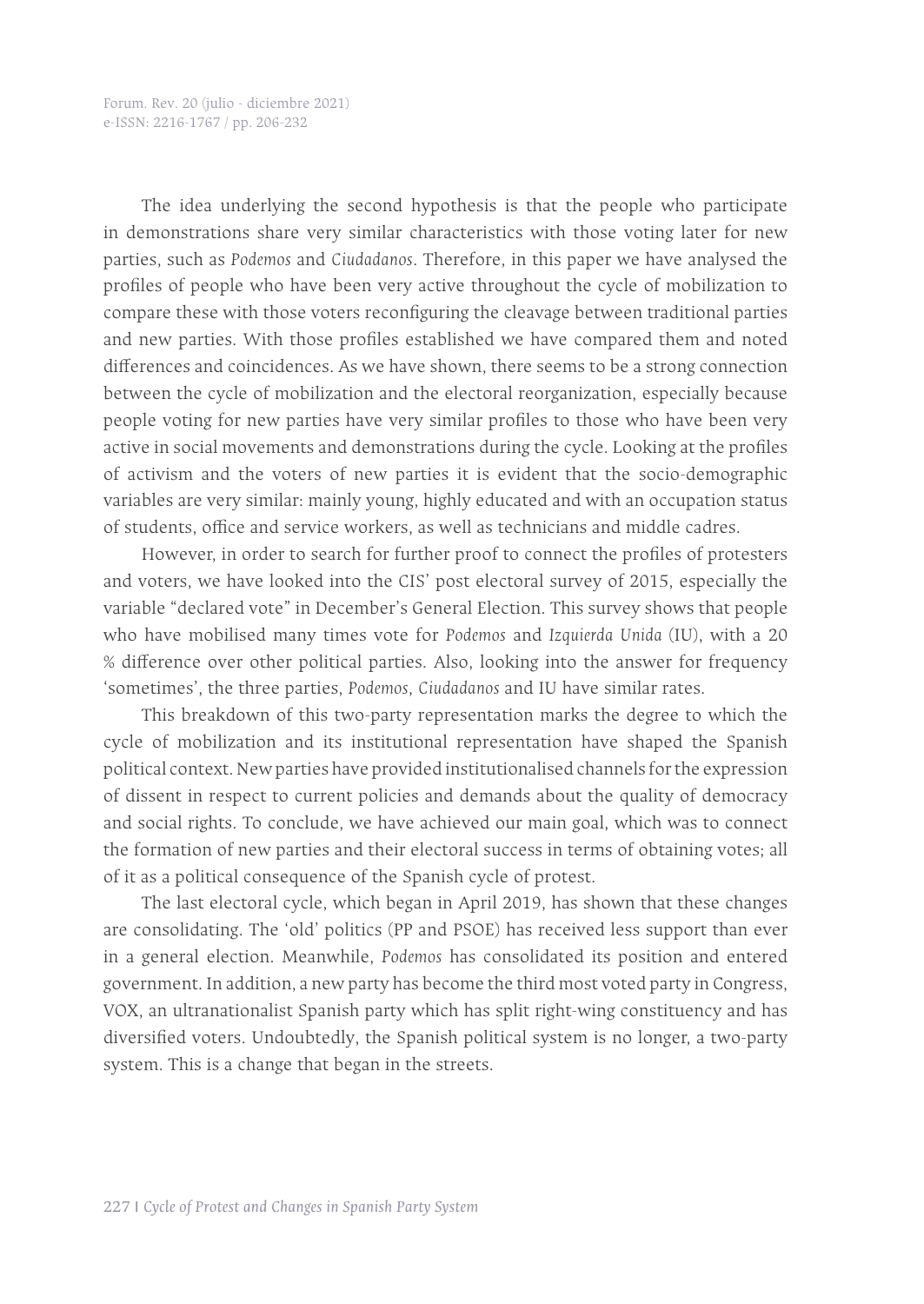The idea underlying the second hypothesis is that the people who participate in demonstrations share very similar characteristics with those voting later for new parties, such as *Podemos* and *Ciudadanos*. Therefore, in this paper we have analysed the profiles of people who have been very active throughout the cycle of mobilization to compare these with those voters reconfiguring the cleavage between traditional parties and new parties. With those profiles established we have compared them and noted differences and coincidences. As we have shown, there seems to be a strong connection between the cycle of mobilization and the electoral reorganization, especially because people voting for new parties have very similar profiles to those who have been very active in social movements and demonstrations during the cycle. Looking at the profiles of activism and the voters of new parties it is evident that the socio-demographic variables are very similar: mainly young, highly educated and with an occupation status of students, office and service workers, as well as technicians and middle cadres.

However, in order to search for further proof to connect the profiles of protesters and voters, we have looked into the CIS' post electoral survey of 2015, especially the variable "declared vote" in December's General Election. This survey shows that people who have mobilised many times vote for *Podemos* and *Izquierda Unida* (IU), with a 20 % difference over other political parties. Also, looking into the answer for frequency 'sometimes', the three parties, *Podemos*, *Ciudadanos* and IU have similar rates.

This breakdown of this two-party representation marks the degree to which the cycle of mobilization and its institutional representation have shaped the Spanish political context. New parties have provided institutionalised channels for the expression of dissent in respect to current policies and demands about the quality of democracy and social rights. To conclude, we have achieved our main goal, which was to connect the formation of new parties and their electoral success in terms of obtaining votes; all of it as a political consequence of the Spanish cycle of protest.

The last electoral cycle, which began in April 2019, has shown that these changes are consolidating. The 'old' politics (PP and PSOE) has received less support than ever in a general election. Meanwhile, *Podemos* has consolidated its position and entered government. In addition, a new party has become the third most voted party in Congress, VOX, an ultranationalist Spanish party which has split right-wing constituency and has diversified voters. Undoubtedly, the Spanish political system is no longer, a two-party system. This is a change that began in the streets.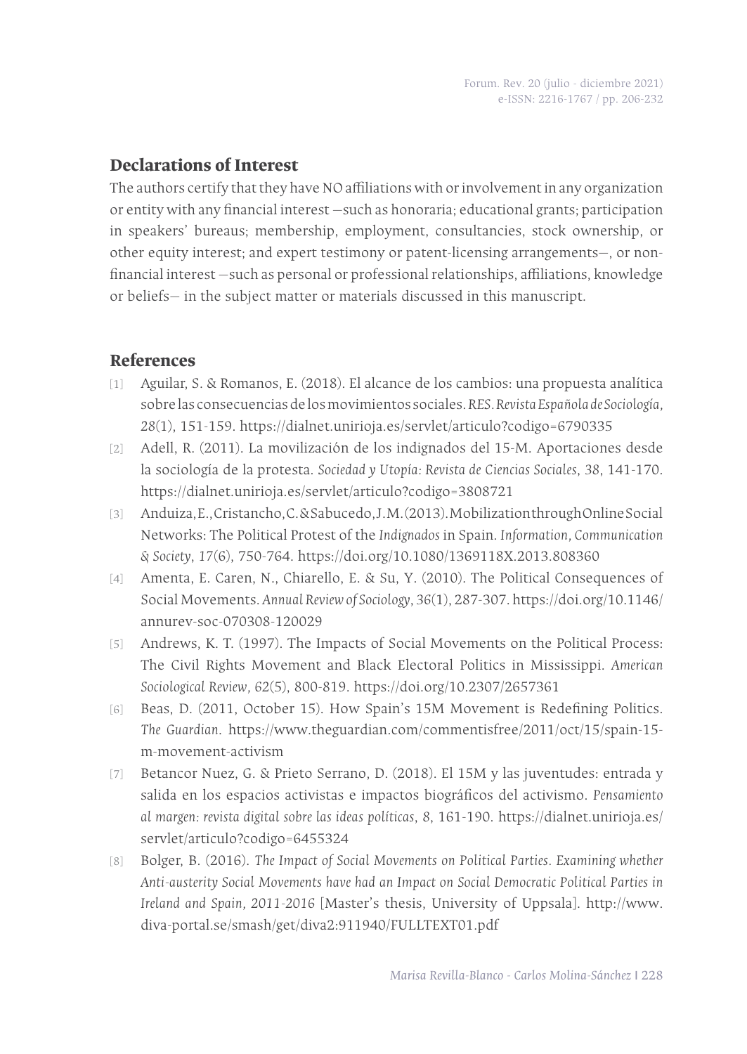## Declarations of Interest

The authors certify that they have NO affiliations with or involvement in any organization or entity with any financial interest —such as honoraria; educational grants; participation in speakers' bureaus; membership, employment, consultancies, stock ownership, or other equity interest; and expert testimony or patent-licensing arrangements—, or non-financial interest —such as personal or professional relationships, affiliations, knowledge or beliefs— in the subject matter or materials discussed in this manuscript.

## References

[1] Aguilar, S. & Romanos, E. (2018). El alcance de los cambios: una propuesta analítica sobre las consecuencias de los movimientos sociales. *RES. Revista Española de Sociología, 28*(1), 151-159. https://dialnet.unirioja.es/servlet/articulo?codigo=6790335

[2] Adell, R. (2011). La movilización de los indignados del 15-M. Aportaciones desde la sociología de la protesta. *Sociedad y Utopía: Revista de Ciencias Sociales*, *38*, 141-170. https://dialnet.unirioja.es/servlet/articulo?codigo=3808721

[3] Anduiza, E., Cristancho, C. & Sabucedo, J. M. (2013). Mobilization through Online Social Networks: The Political Protest of the *Indignados* in Spain. *Information, Communication & Society*, *17*(6), 750-764. https://doi.org/10.1080/1369118X.2013.808360

[4] Amenta, E. Caren, N., Chiarello, E. & Su, Y. (2010). The Political Consequences of Social Movements. *Annual Review of Sociology*, *36*(1), 287-307. https://doi.org/10.1146/annurev-soc-070308-120029

[5] Andrews, K. T. (1997). The Impacts of Social Movements on the Political Process: The Civil Rights Movement and Black Electoral Politics in Mississippi. *American Sociological Review, 62*(5), 800-819. https://doi.org/10.2307/2657361

[6] Beas, D. (2011, October 15). How Spain's 15M Movement is Redefining Politics. *The Guardian*. https://www.theguardian.com/commentisfree/2011/oct/15/spain-15-m-movement-activism

[7] Betancor Nuez, G. & Prieto Serrano, D. (2018). El 15M y las juventudes: entrada y salida en los espacios activistas e impactos biográficos del activismo. *Pensamiento al margen: revista digital sobre las ideas políticas*, *8*, 161-190. https://dialnet.unirioja.es/servlet/articulo?codigo=6455324

[8] Bolger, B. (2016). *The Impact of Social Movements on Political Parties. Examining whether Anti-austerity Social Movements have had an Impact on Social Democratic Political Parties in Ireland and Spain, 2011-2016* [Master's thesis, University of Uppsala]. http://www.diva-portal.se/smash/get/diva2:911940/FULLTEXT01.pdf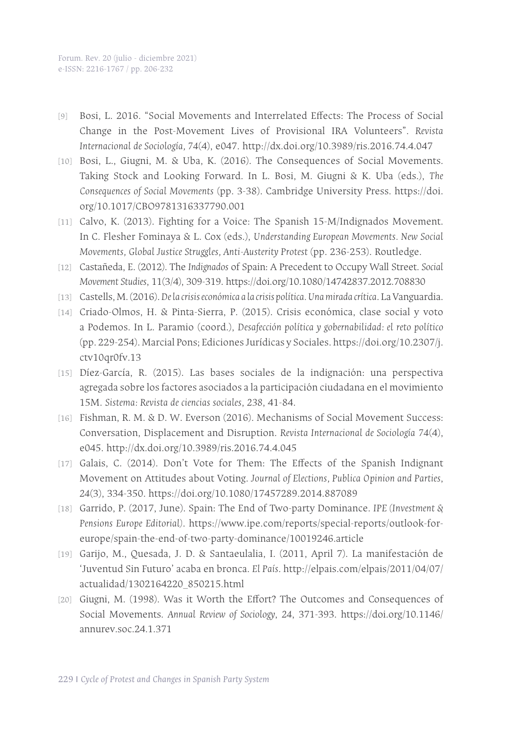[9] Bosi, L. 2016. "Social Movements and Interrelated Effects: The Process of Social Change in the Post-Movement Lives of Provisional IRA Volunteers". *Revista Internacional de Sociología, 74*(4), e047. http://dx.doi.org/10.3989/ris.2016.74.4.047

[10] Bosi, L., Giugni, M. & Uba, K. (2016). The Consequences of Social Movements. Taking Stock and Looking Forward. In L. Bosi, M. Giugni & K. Uba (eds.), *The Consequences of Social Movements* (pp. 3-38). Cambridge University Press. https://doi.org/10.1017/CBO9781316337790.001

[11] Calvo, K. (2013). Fighting for a Voice: The Spanish 15-M/Indignados Movement. In C. Flesher Fominaya & L. Cox (eds.), *Understanding European Movements. New Social Movements, Global Justice Struggles, Anti-Austerity Protest* (pp. 236-253). Routledge.

[12] Castañeda, E. (2012). The *Indignados* of Spain: A Precedent to Occupy Wall Street. *Social Movement Studies*, 11(3/4), 309-319. https://doi.org/10.1080/14742837.2012.708830

[13] Castells, M. (2016). *De la crisis económica a la crisis política. Una mirada crítica*. La Vanguardia.

[14] Criado-Olmos, H. & Pinta-Sierra, P. (2015). Crisis económica, clase social y voto a Podemos. In L. Paramio (coord.), *Desafección política y gobernabilidad: el reto político* (pp. 229-254). Marcial Pons; Ediciones Jurídicas y Sociales. https://doi.org/10.2307/j.ctv10qr0fv.13

[15] Díez-García, R. (2015). Las bases sociales de la indignación: una perspectiva agregada sobre los factores asociados a la participación ciudadana en el movimiento 15M. *Sistema: Revista de ciencias sociales*, *238*, 41-84.

[16] Fishman, R. M. & D. W. Everson (2016). Mechanisms of Social Movement Success: Conversation, Displacement and Disruption. *Revista Internacional de Sociología* 74(4), e045. http://dx.doi.org/10.3989/ris.2016.74.4.045

[17] Galais, C. (2014). Don't Vote for Them: The Effects of the Spanish Indignant Movement on Attitudes about Voting. *Journal of Elections, Publica Opinion and Parties*, 24(3), 334-350. https://doi.org/10.1080/17457289.2014.887089

[18] Garrido, P. (2017, June). Spain: The End of Two-party Dominance. *IPE (Investment & Pensions Europe Editorial)*. https://www.ipe.com/reports/special-reports/outlook-for-europe/spain-the-end-of-two-party-dominance/10019246.article

[19] Garijo, M., Quesada, J. D. & Santaeulalia, I. (2011, April 7). La manifestación de 'Juventud Sin Futuro' acaba en bronca. *El País*. http://elpais.com/elpais/2011/04/07/actualidad/1302164220_850215.html

[20] Giugni, M. (1998). Was it Worth the Effort? The Outcomes and Consequences of Social Movements. *Annual Review of Sociology, 24*, 371-393. https://doi.org/10.1146/annurev.soc.24.1.371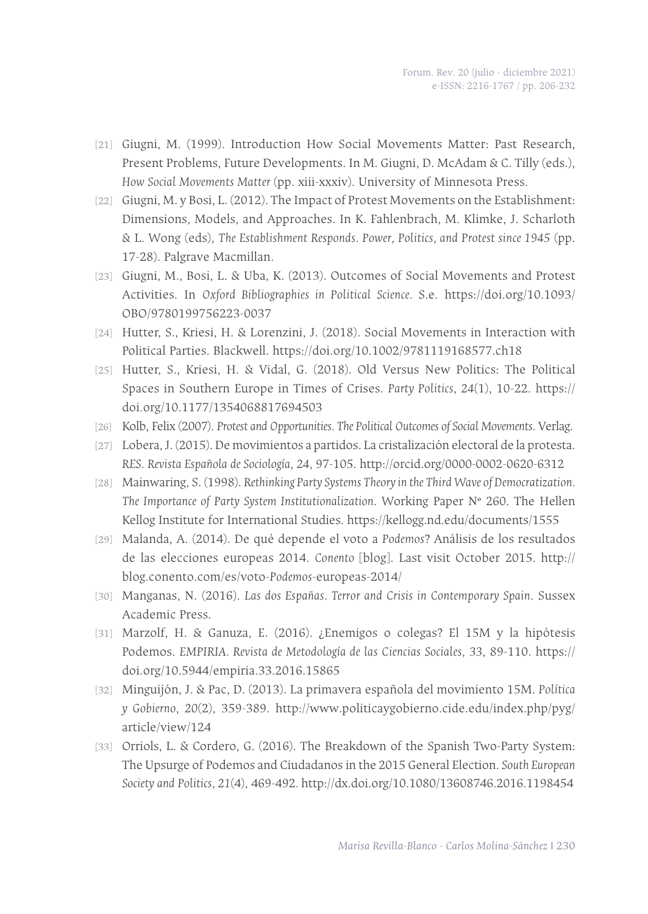[21] Giugni, M. (1999). Introduction How Social Movements Matter: Past Research, Present Problems, Future Developments. In M. Giugni, D. McAdam & C. Tilly (eds.), *How Social Movements Matter* (pp. xiii-xxxiv). University of Minnesota Press.

[22] Giugni, M. y Bosi, L. (2012). The Impact of Protest Movements on the Establishment: Dimensions, Models, and Approaches. In K. Fahlenbrach, M. Klimke, J. Scharloth & L. Wong (eds), *The Establishment Responds. Power, Politics, and Protest since 1945* (pp. 17-28). Palgrave Macmillan.

[23] Giugni, M., Bosi, L. & Uba, K. (2013). Outcomes of Social Movements and Protest Activities. In *Oxford Bibliographies in Political Science*. S.e. https://doi.org/10.1093/OBO/9780199756223-0037

[24] Hutter, S., Kriesi, H. & Lorenzini, J. (2018). Social Movements in Interaction with Political Parties. Blackwell. https://doi.org/10.1002/9781119168577.ch18

[25] Hutter, S., Kriesi, H. & Vidal, G. (2018). Old Versus New Politics: The Political Spaces in Southern Europe in Times of Crises. *Party Politics*, *24*(1), 10-22. https://doi.org/10.1177/1354068817694503

[26] Kolb, Felix (2007). *Protest and Opportunities. The Political Outcomes of Social Movements*. Verlag.

[27] Lobera, J. (2015). De movimientos a partidos. La cristalización electoral de la protesta. *RES. Revista Española de Sociología*, *24*, 97-105. http://orcid.org/0000-0002-0620-6312

[28] Mainwaring, S. (1998). *Rethinking Party Systems Theory in the Third Wave of Democratization. The Importance of Party System Institutionalization*. Working Paper Nº 260. The Hellen Kellog Institute for International Studies. https://kellogg.nd.edu/documents/1555

[29] Malanda, A. (2014). De qué depende el voto a *Podemos*? Análisis de los resultados de las elecciones europeas 2014. *Conento* [blog]. Last visit October 2015. http://blog.conento.com/es/voto-*Podemos*-europeas-2014/

[30] Manganas, N. (2016). *Las dos Españas. Terror and Crisis in Contemporary Spain*. Sussex Academic Press.

[31] Marzolf, H. & Ganuza, E. (2016). ¿Enemigos o colegas? El 15M y la hipótesis Podemos. *EMPIRIA. Revista de Metodología de las Ciencias Sociales*, 33, 89-110. https://doi.org/10.5944/empiria.33.2016.15865

[32] Minguijón, J. & Pac, D. (2013). La primavera española del movimiento 15M. *Política y Gobierno*, *20*(2), 359-389. http://www.politicaygobierno.cide.edu/index.php/pyg/article/view/124

[33] Orriols, L. & Cordero, G. (2016). The Breakdown of the Spanish Two-Party System: The Upsurge of Podemos and Ciudadanos in the 2015 General Election. *South European Society and Politics, 21*(4), 469-492. http://dx.doi.org/10.1080/13608746.2016.1198454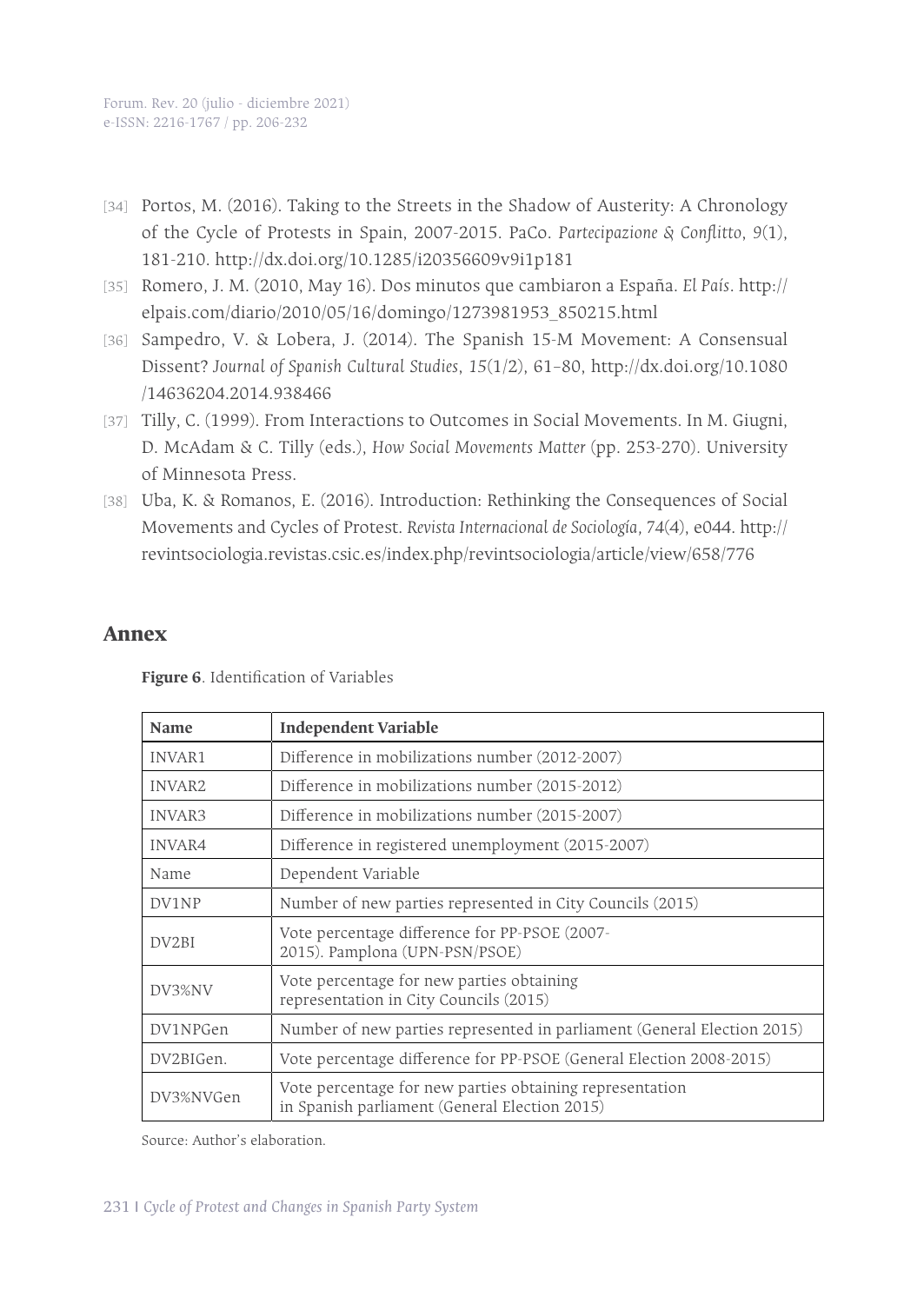[34] Portos, M. (2016). Taking to the Streets in the Shadow of Austerity: A Chronology of the Cycle of Protests in Spain, 2007-2015. PaCo. *Partecipazione & Conflitto*, *9*(1), 181-210. http://dx.doi.org/10.1285/i20356609v9i1p181

[35] Romero, J. M. (2010, May 16). Dos minutos que cambiaron a España. *El País*. http://elpais.com/diario/2010/05/16/domingo/1273981953_850215.html

[36] Sampedro, V. & Lobera, J. (2014). The Spanish 15-M Movement: A Consensual Dissent? *Journal of Spanish Cultural Studies*, *15*(1/2), 61–80, http://dx.doi.org/10.1080/14636204.2014.938466

[37] Tilly, C. (1999). From Interactions to Outcomes in Social Movements. In M. Giugni, D. McAdam & C. Tilly (eds.), *How Social Movements Matter* (pp. 253-270). University of Minnesota Press.

[38] Uba, K. & Romanos, E. (2016). Introduction: Rethinking the Consequences of Social Movements and Cycles of Protest. *Revista Internacional de Sociología*, 74(4), e044. http://revintsociologia.revistas.csic.es/index.php/revintsociologia/article/view/658/776

## Annex

**Figure 6**. Identification of Variables

| Name | Independent Variable |
|---|---|
| INVAR1 | Difference in mobilizations number (2012-2007) |
| INVAR2 | Difference in mobilizations number (2015-2012) |
| INVAR3 | Difference in mobilizations number (2015-2007) |
| INVAR4 | Difference in registered unemployment (2015-2007) |
| Name | Dependent Variable |
| DV1NP | Number of new parties represented in City Councils (2015) |
| DV2BI | Vote percentage difference for PP-PSOE (2007-2015). Pamplona (UPN-PSN/PSOE) |
| DV3%NV | Vote percentage for new parties obtaining representation in City Councils (2015) |
| DV1NPGen | Number of new parties represented in parliament (General Election 2015) |
| DV2BIGen. | Vote percentage difference for PP-PSOE (General Election 2008-2015) |
| DV3%NVGen | Vote percentage for new parties obtaining representation in Spanish parliament (General Election 2015) |

Source: Author's elaboration.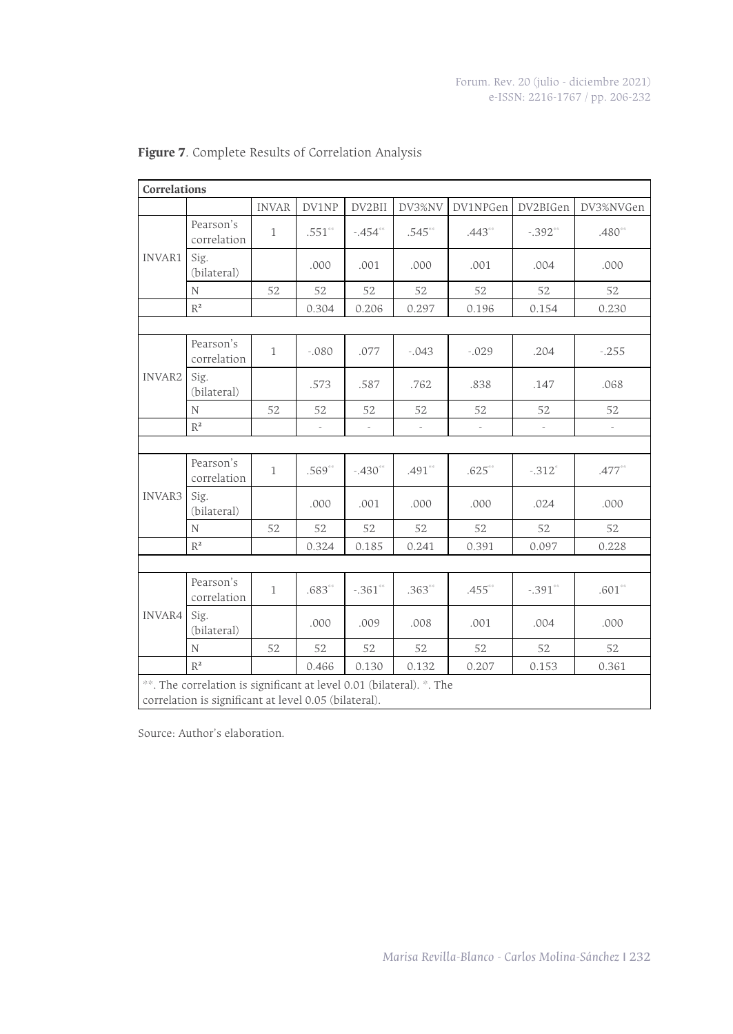**Figure 7**. Complete Results of Correlation Analysis

| Correlations | | | | | | | | |
|---|---|---|---|---|---|---|---|---|
| | | INVAR | DV1NP | DV2BII | DV3%NV | DV1NPGen | DV2BIGen | DV3%NVGen |
| INVAR1 | Pearson's correlation | 1 | .551** | -.454** | .545** | .443** | -.392** | .480** |
| | Sig. (bilateral) | | .000 | .001 | .000 | .001 | .004 | .000 |
| | N | 52 | 52 | 52 | 52 | 52 | 52 | 52 |
| | $R^2$ | | 0.304 | 0.206 | 0.297 | 0.196 | 0.154 | 0.230 |
| | | | | | | | | |
| INVAR2 | Pearson's correlation | 1 | -.080 | .077 | -.043 | -.029 | .204 | -.255 |
| | Sig. (bilateral) | | .573 | .587 | .762 | .838 | .147 | .068 |
| | N | 52 | 52 | 52 | 52 | 52 | 52 | 52 |
| | $R^2$ | | - | - | - | - | - | - |
| | | | | | | | | |
| INVAR3 | Pearson's correlation | 1 | .569** | -.430** | .491** | .625** | -.312* | .477** |
| | Sig. (bilateral) | | .000 | .001 | .000 | .000 | .024 | .000 |
| | N | 52 | 52 | 52 | 52 | 52 | 52 | 52 |
| | $R^2$ | | 0.324 | 0.185 | 0.241 | 0.391 | 0.097 | 0.228 |
| | | | | | | | | |
| INVAR4 | Pearson's correlation | 1 | .683** | -.361** | .363** | .455** | -.391** | .601** |
| | Sig. (bilateral) | | .000 | .009 | .008 | .001 | .004 | .000 |
| | N | 52 | 52 | 52 | 52 | 52 | 52 | 52 |
| | $R^2$ | | 0.466 | 0.130 | 0.132 | 0.207 | 0.153 | 0.361 |
| **. The correlation is significant at level 0.01 (bilateral). *. The correlation is significant at level 0.05 (bilateral). | | | | | | | | |

Source: Author's elaboration.